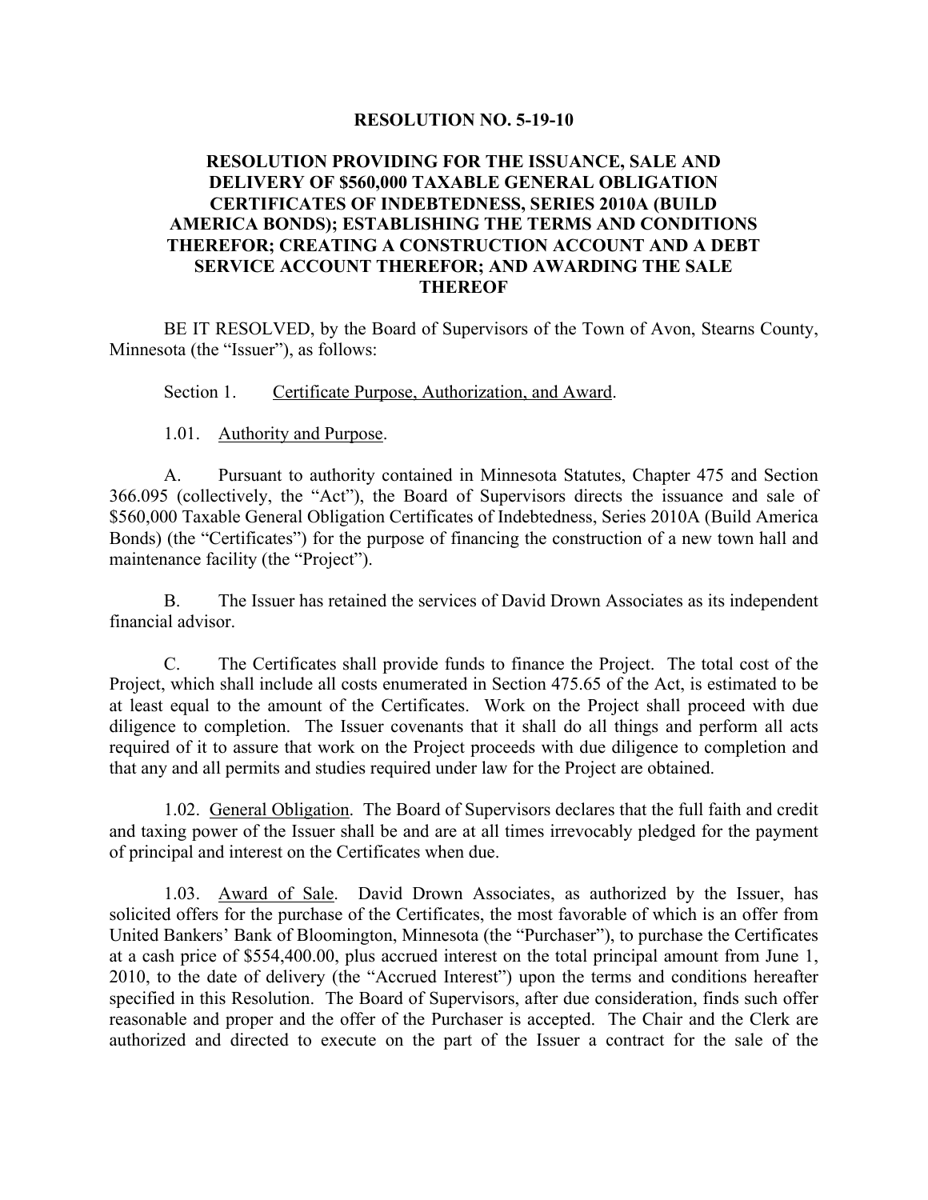**RESOLUTION NO. 5-19-10**

**RESOLUTION PROVIDING FOR THE ISSUANCE, SALE AND DELIVERY OF $560,000 TAXABLE GENERAL OBLIGATION CERTIFICATES OF INDEBTEDNESS, SERIES 2010A (BUILD AMERICA BONDS); ESTABLISHING THE TERMS AND CONDITIONS THEREFOR; CREATING A CONSTRUCTION ACCOUNT AND A DEBT SERVICE ACCOUNT THEREFOR; AND AWARDING THE SALE THEREOF**

BE IT RESOLVED, by the Board of Supervisors of the Town of Avon, Stearns County, Minnesota (the "Issuer"), as follows:

Section 1. Certificate Purpose, Authorization, and Award.

1.01. Authority and Purpose.

A. Pursuant to authority contained in Minnesota Statutes, Chapter 475 and Section 366.095 (collectively, the "Act"), the Board of Supervisors directs the issuance and sale of $560,000 Taxable General Obligation Certificates of Indebtedness, Series 2010A (Build America Bonds) (the "Certificates") for the purpose of financing the construction of a new town hall and maintenance facility (the "Project").

B. The Issuer has retained the services of David Drown Associates as its independent financial advisor.

C. The Certificates shall provide funds to finance the Project. The total cost of the Project, which shall include all costs enumerated in Section 475.65 of the Act, is estimated to be at least equal to the amount of the Certificates. Work on the Project shall proceed with due diligence to completion. The Issuer covenants that it shall do all things and perform all acts required of it to assure that work on the Project proceeds with due diligence to completion and that any and all permits and studies required under law for the Project are obtained.

1.02. General Obligation. The Board of Supervisors declares that the full faith and credit and taxing power of the Issuer shall be and are at all times irrevocably pledged for the payment of principal and interest on the Certificates when due.

1.03. Award of Sale. David Drown Associates, as authorized by the Issuer, has solicited offers for the purchase of the Certificates, the most favorable of which is an offer from United Bankers' Bank of Bloomington, Minnesota (the "Purchaser"), to purchase the Certificates at a cash price of $554,400.00, plus accrued interest on the total principal amount from June 1, 2010, to the date of delivery (the "Accrued Interest") upon the terms and conditions hereafter specified in this Resolution. The Board of Supervisors, after due consideration, finds such offer reasonable and proper and the offer of the Purchaser is accepted. The Chair and the Clerk are authorized and directed to execute on the part of the Issuer a contract for the sale of the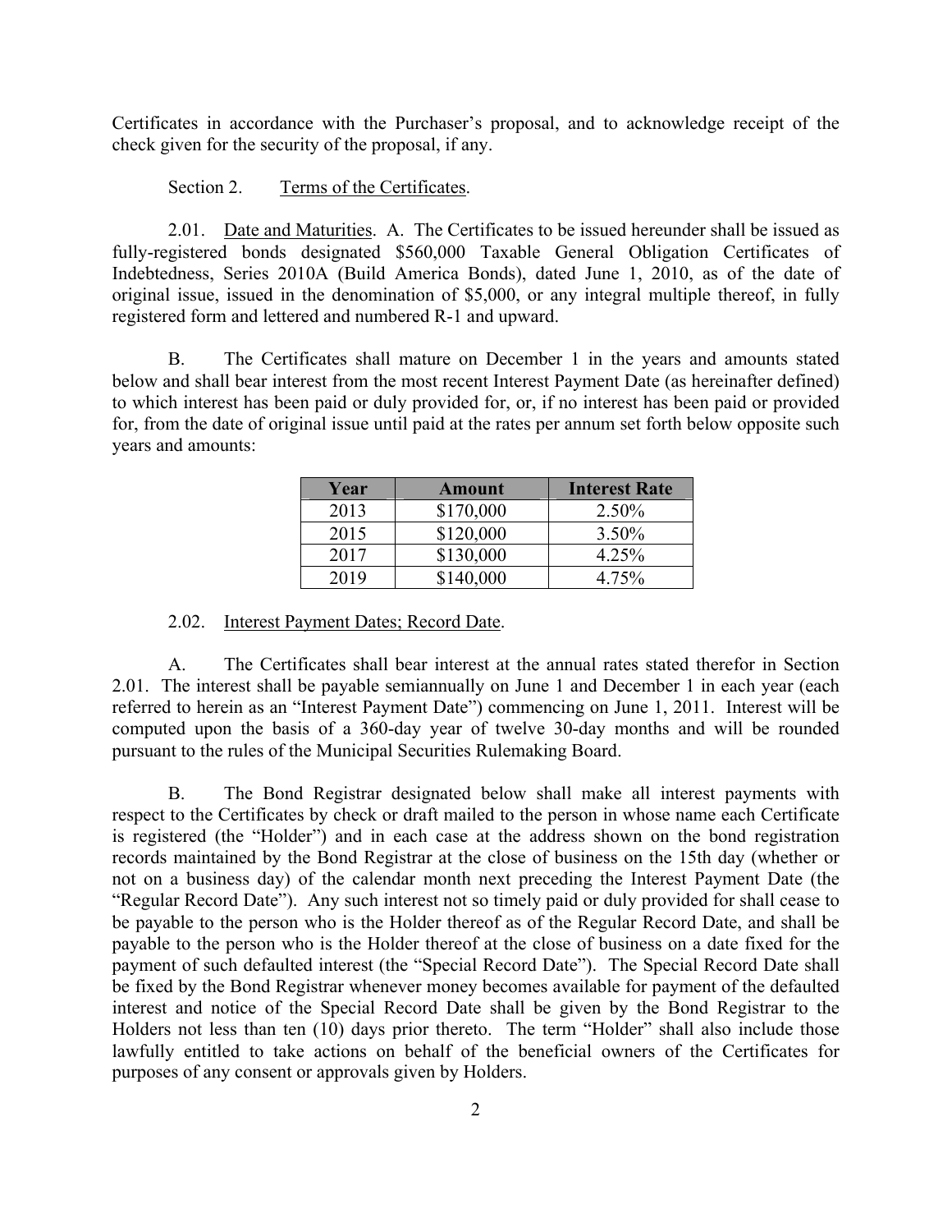Certificates in accordance with the Purchaser's proposal, and to acknowledge receipt of the check given for the security of the proposal, if any.

Section 2. Terms of the Certificates.

2.01. Date and Maturities. A. The Certificates to be issued hereunder shall be issued as fully-registered bonds designated $560,000 Taxable General Obligation Certificates of Indebtedness, Series 2010A (Build America Bonds), dated June 1, 2010, as of the date of original issue, issued in the denomination of $5,000, or any integral multiple thereof, in fully registered form and lettered and numbered R-1 and upward.

B. The Certificates shall mature on December 1 in the years and amounts stated below and shall bear interest from the most recent Interest Payment Date (as hereinafter defined) to which interest has been paid or duly provided for, or, if no interest has been paid or provided for, from the date of original issue until paid at the rates per annum set forth below opposite such years and amounts:

| Year | Amount | Interest Rate |
|---|---|---|
| 2013 | $170,000 | 2.50% |
| 2015 | $120,000 | 3.50% |
| 2017 | $130,000 | 4.25% |
| 2019 | $140,000 | 4.75% |

2.02. Interest Payment Dates; Record Date.

A. The Certificates shall bear interest at the annual rates stated therefor in Section 2.01. The interest shall be payable semiannually on June 1 and December 1 in each year (each referred to herein as an "Interest Payment Date") commencing on June 1, 2011. Interest will be computed upon the basis of a 360-day year of twelve 30-day months and will be rounded pursuant to the rules of the Municipal Securities Rulemaking Board.

B. The Bond Registrar designated below shall make all interest payments with respect to the Certificates by check or draft mailed to the person in whose name each Certificate is registered (the "Holder") and in each case at the address shown on the bond registration records maintained by the Bond Registrar at the close of business on the 15th day (whether or not on a business day) of the calendar month next preceding the Interest Payment Date (the "Regular Record Date"). Any such interest not so timely paid or duly provided for shall cease to be payable to the person who is the Holder thereof as of the Regular Record Date, and shall be payable to the person who is the Holder thereof at the close of business on a date fixed for the payment of such defaulted interest (the "Special Record Date"). The Special Record Date shall be fixed by the Bond Registrar whenever money becomes available for payment of the defaulted interest and notice of the Special Record Date shall be given by the Bond Registrar to the Holders not less than ten (10) days prior thereto. The term "Holder" shall also include those lawfully entitled to take actions on behalf of the beneficial owners of the Certificates for purposes of any consent or approvals given by Holders.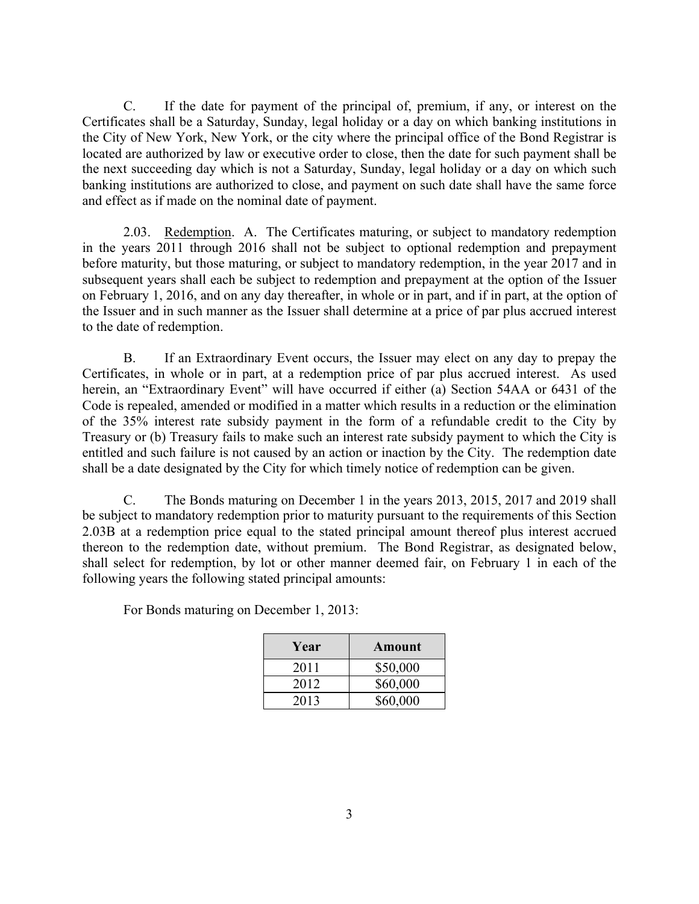C. If the date for payment of the principal of, premium, if any, or interest on the Certificates shall be a Saturday, Sunday, legal holiday or a day on which banking institutions in the City of New York, New York, or the city where the principal office of the Bond Registrar is located are authorized by law or executive order to close, then the date for such payment shall be the next succeeding day which is not a Saturday, Sunday, legal holiday or a day on which such banking institutions are authorized to close, and payment on such date shall have the same force and effect as if made on the nominal date of payment.

2.03. Redemption. A. The Certificates maturing, or subject to mandatory redemption in the years 2011 through 2016 shall not be subject to optional redemption and prepayment before maturity, but those maturing, or subject to mandatory redemption, in the year 2017 and in subsequent years shall each be subject to redemption and prepayment at the option of the Issuer on February 1, 2016, and on any day thereafter, in whole or in part, and if in part, at the option of the Issuer and in such manner as the Issuer shall determine at a price of par plus accrued interest to the date of redemption.

B. If an Extraordinary Event occurs, the Issuer may elect on any day to prepay the Certificates, in whole or in part, at a redemption price of par plus accrued interest. As used herein, an "Extraordinary Event" will have occurred if either (a) Section 54AA or 6431 of the Code is repealed, amended or modified in a matter which results in a reduction or the elimination of the 35% interest rate subsidy payment in the form of a refundable credit to the City by Treasury or (b) Treasury fails to make such an interest rate subsidy payment to which the City is entitled and such failure is not caused by an action or inaction by the City. The redemption date shall be a date designated by the City for which timely notice of redemption can be given.

C. The Bonds maturing on December 1 in the years 2013, 2015, 2017 and 2019 shall be subject to mandatory redemption prior to maturity pursuant to the requirements of this Section 2.03B at a redemption price equal to the stated principal amount thereof plus interest accrued thereon to the redemption date, without premium. The Bond Registrar, as designated below, shall select for redemption, by lot or other manner deemed fair, on February 1 in each of the following years the following stated principal amounts:

For Bonds maturing on December 1, 2013:

| Year | Amount |
|---|---|
| 2011 | $50,000 |
| 2012 | $60,000 |
| 2013 | $60,000 |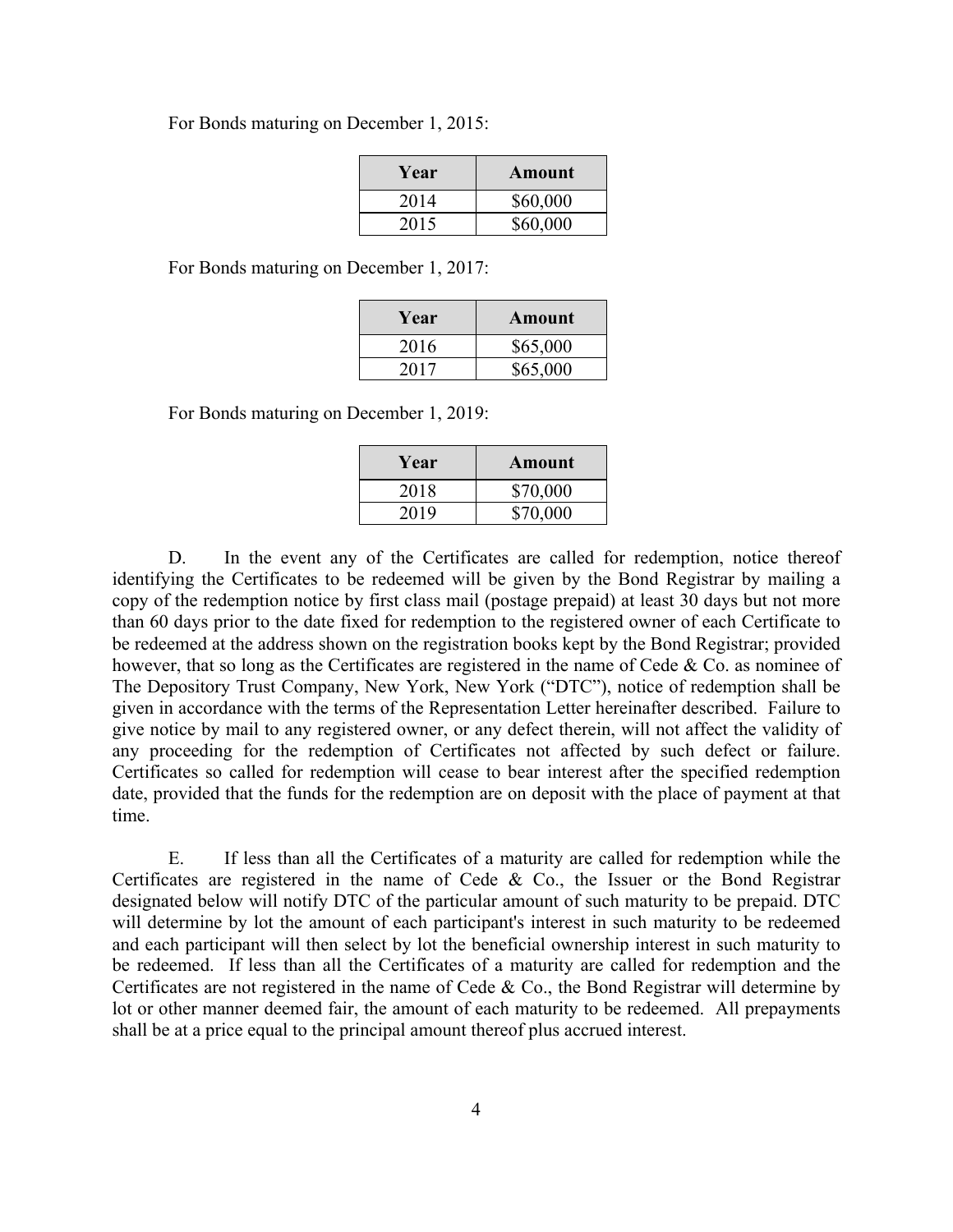For Bonds maturing on December 1, 2015:

| Year | Amount |
|---|---|
| 2014 | $60,000 |
| 2015 | $60,000 |

For Bonds maturing on December 1, 2017:

| Year | Amount |
|---|---|
| 2016 | $65,000 |
| 2017 | $65,000 |

For Bonds maturing on December 1, 2019:

| Year | Amount |
|---|---|
| 2018 | $70,000 |
| 2019 | $70,000 |

D. In the event any of the Certificates are called for redemption, notice thereof identifying the Certificates to be redeemed will be given by the Bond Registrar by mailing a copy of the redemption notice by first class mail (postage prepaid) at least 30 days but not more than 60 days prior to the date fixed for redemption to the registered owner of each Certificate to be redeemed at the address shown on the registration books kept by the Bond Registrar; provided however, that so long as the Certificates are registered in the name of Cede & Co. as nominee of The Depository Trust Company, New York, New York ("DTC"), notice of redemption shall be given in accordance with the terms of the Representation Letter hereinafter described. Failure to give notice by mail to any registered owner, or any defect therein, will not affect the validity of any proceeding for the redemption of Certificates not affected by such defect or failure. Certificates so called for redemption will cease to bear interest after the specified redemption date, provided that the funds for the redemption are on deposit with the place of payment at that time.

E. If less than all the Certificates of a maturity are called for redemption while the Certificates are registered in the name of Cede & Co., the Issuer or the Bond Registrar designated below will notify DTC of the particular amount of such maturity to be prepaid. DTC will determine by lot the amount of each participant's interest in such maturity to be redeemed and each participant will then select by lot the beneficial ownership interest in such maturity to be redeemed. If less than all the Certificates of a maturity are called for redemption and the Certificates are not registered in the name of Cede & Co., the Bond Registrar will determine by lot or other manner deemed fair, the amount of each maturity to be redeemed. All prepayments shall be at a price equal to the principal amount thereof plus accrued interest.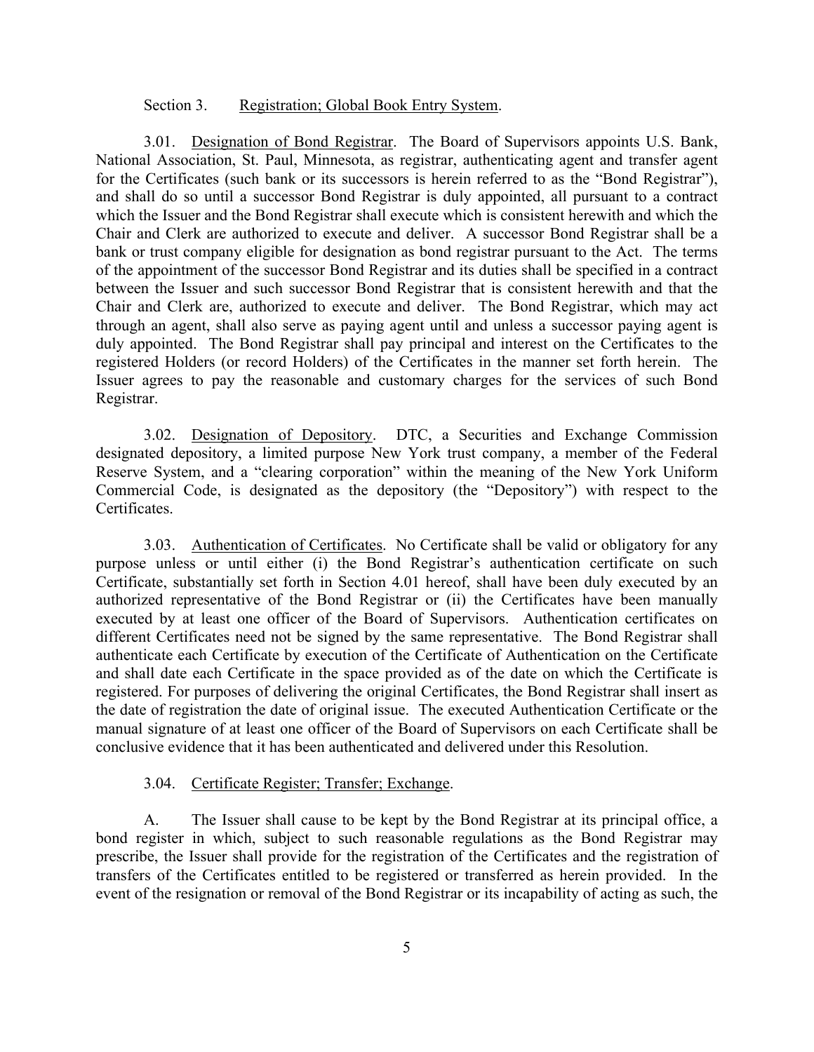Section 3. Registration; Global Book Entry System.

3.01. Designation of Bond Registrar. The Board of Supervisors appoints U.S. Bank, National Association, St. Paul, Minnesota, as registrar, authenticating agent and transfer agent for the Certificates (such bank or its successors is herein referred to as the "Bond Registrar"), and shall do so until a successor Bond Registrar is duly appointed, all pursuant to a contract which the Issuer and the Bond Registrar shall execute which is consistent herewith and which the Chair and Clerk are authorized to execute and deliver. A successor Bond Registrar shall be a bank or trust company eligible for designation as bond registrar pursuant to the Act. The terms of the appointment of the successor Bond Registrar and its duties shall be specified in a contract between the Issuer and such successor Bond Registrar that is consistent herewith and that the Chair and Clerk are, authorized to execute and deliver. The Bond Registrar, which may act through an agent, shall also serve as paying agent until and unless a successor paying agent is duly appointed. The Bond Registrar shall pay principal and interest on the Certificates to the registered Holders (or record Holders) of the Certificates in the manner set forth herein. The Issuer agrees to pay the reasonable and customary charges for the services of such Bond Registrar.

3.02. Designation of Depository. DTC, a Securities and Exchange Commission designated depository, a limited purpose New York trust company, a member of the Federal Reserve System, and a "clearing corporation" within the meaning of the New York Uniform Commercial Code, is designated as the depository (the "Depository") with respect to the Certificates.

3.03. Authentication of Certificates. No Certificate shall be valid or obligatory for any purpose unless or until either (i) the Bond Registrar's authentication certificate on such Certificate, substantially set forth in Section 4.01 hereof, shall have been duly executed by an authorized representative of the Bond Registrar or (ii) the Certificates have been manually executed by at least one officer of the Board of Supervisors. Authentication certificates on different Certificates need not be signed by the same representative. The Bond Registrar shall authenticate each Certificate by execution of the Certificate of Authentication on the Certificate and shall date each Certificate in the space provided as of the date on which the Certificate is registered. For purposes of delivering the original Certificates, the Bond Registrar shall insert as the date of registration the date of original issue. The executed Authentication Certificate or the manual signature of at least one officer of the Board of Supervisors on each Certificate shall be conclusive evidence that it has been authenticated and delivered under this Resolution.

3.04. Certificate Register; Transfer; Exchange.

A. The Issuer shall cause to be kept by the Bond Registrar at its principal office, a bond register in which, subject to such reasonable regulations as the Bond Registrar may prescribe, the Issuer shall provide for the registration of the Certificates and the registration of transfers of the Certificates entitled to be registered or transferred as herein provided. In the event of the resignation or removal of the Bond Registrar or its incapability of acting as such, the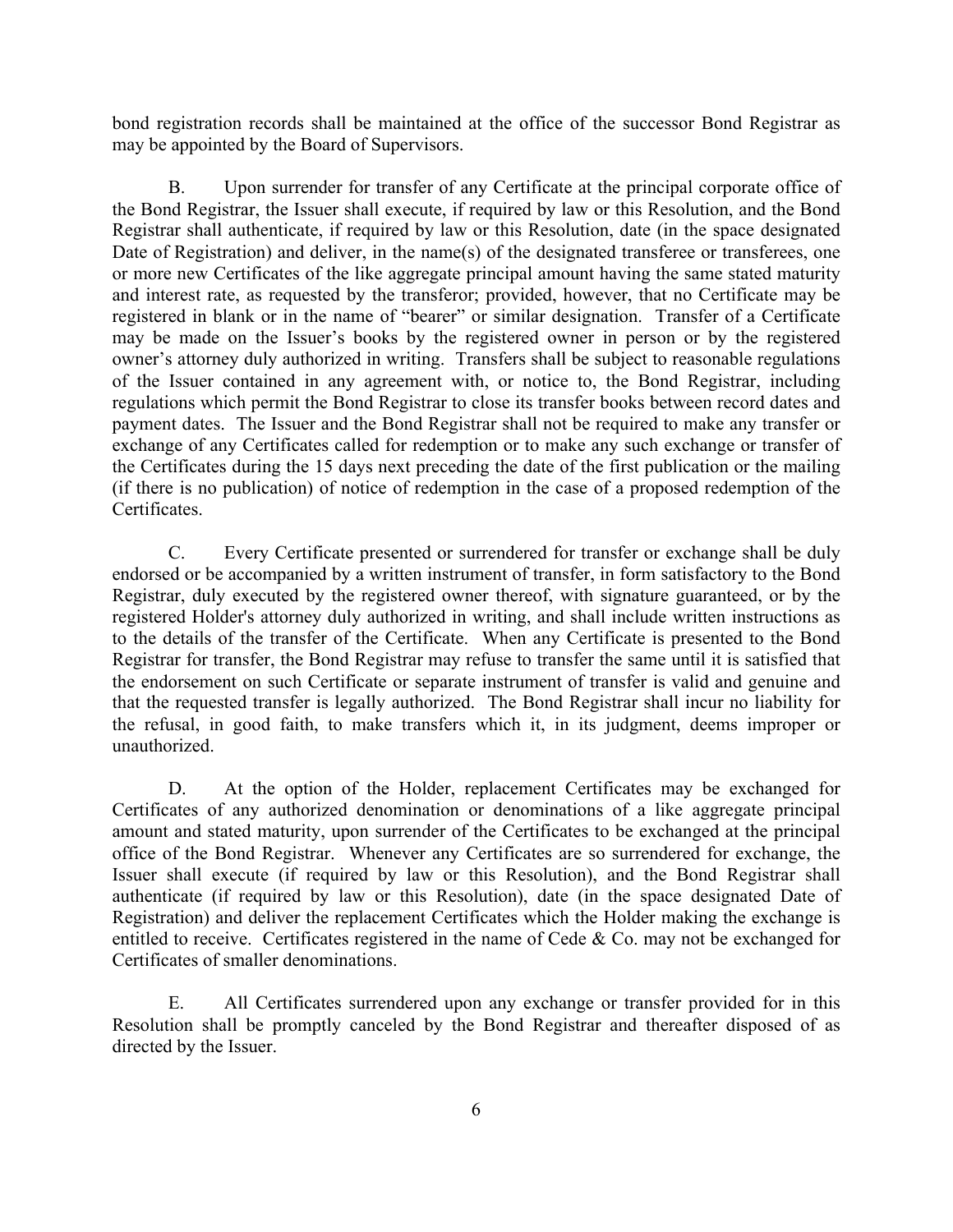bond registration records shall be maintained at the office of the successor Bond Registrar as may be appointed by the Board of Supervisors.

B. Upon surrender for transfer of any Certificate at the principal corporate office of the Bond Registrar, the Issuer shall execute, if required by law or this Resolution, and the Bond Registrar shall authenticate, if required by law or this Resolution, date (in the space designated Date of Registration) and deliver, in the name(s) of the designated transferee or transferees, one or more new Certificates of the like aggregate principal amount having the same stated maturity and interest rate, as requested by the transferor; provided, however, that no Certificate may be registered in blank or in the name of "bearer" or similar designation. Transfer of a Certificate may be made on the Issuer's books by the registered owner in person or by the registered owner's attorney duly authorized in writing. Transfers shall be subject to reasonable regulations of the Issuer contained in any agreement with, or notice to, the Bond Registrar, including regulations which permit the Bond Registrar to close its transfer books between record dates and payment dates. The Issuer and the Bond Registrar shall not be required to make any transfer or exchange of any Certificates called for redemption or to make any such exchange or transfer of the Certificates during the 15 days next preceding the date of the first publication or the mailing (if there is no publication) of notice of redemption in the case of a proposed redemption of the Certificates.

C. Every Certificate presented or surrendered for transfer or exchange shall be duly endorsed or be accompanied by a written instrument of transfer, in form satisfactory to the Bond Registrar, duly executed by the registered owner thereof, with signature guaranteed, or by the registered Holder's attorney duly authorized in writing, and shall include written instructions as to the details of the transfer of the Certificate. When any Certificate is presented to the Bond Registrar for transfer, the Bond Registrar may refuse to transfer the same until it is satisfied that the endorsement on such Certificate or separate instrument of transfer is valid and genuine and that the requested transfer is legally authorized. The Bond Registrar shall incur no liability for the refusal, in good faith, to make transfers which it, in its judgment, deems improper or unauthorized.

D. At the option of the Holder, replacement Certificates may be exchanged for Certificates of any authorized denomination or denominations of a like aggregate principal amount and stated maturity, upon surrender of the Certificates to be exchanged at the principal office of the Bond Registrar. Whenever any Certificates are so surrendered for exchange, the Issuer shall execute (if required by law or this Resolution), and the Bond Registrar shall authenticate (if required by law or this Resolution), date (in the space designated Date of Registration) and deliver the replacement Certificates which the Holder making the exchange is entitled to receive. Certificates registered in the name of Cede & Co. may not be exchanged for Certificates of smaller denominations.

E. All Certificates surrendered upon any exchange or transfer provided for in this Resolution shall be promptly canceled by the Bond Registrar and thereafter disposed of as directed by the Issuer.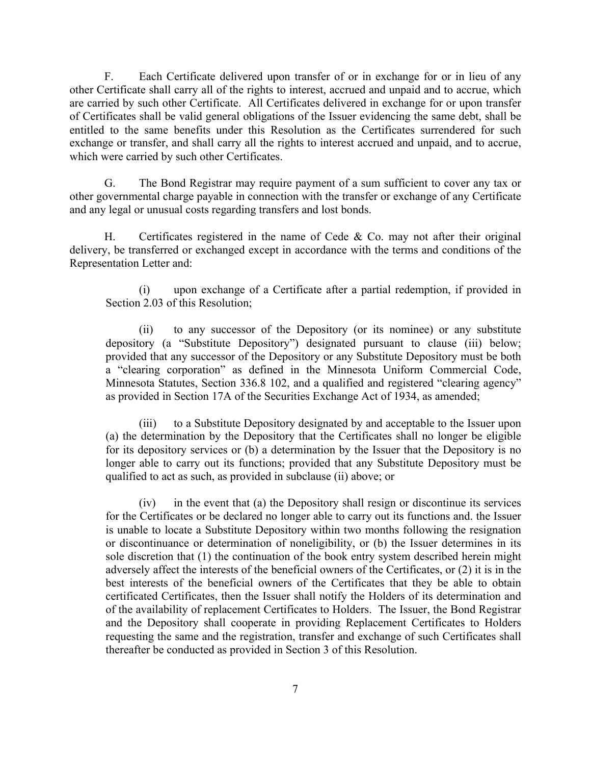F. Each Certificate delivered upon transfer of or in exchange for or in lieu of any other Certificate shall carry all of the rights to interest, accrued and unpaid and to accrue, which are carried by such other Certificate. All Certificates delivered in exchange for or upon transfer of Certificates shall be valid general obligations of the Issuer evidencing the same debt, shall be entitled to the same benefits under this Resolution as the Certificates surrendered for such exchange or transfer, and shall carry all the rights to interest accrued and unpaid, and to accrue, which were carried by such other Certificates.

G. The Bond Registrar may require payment of a sum sufficient to cover any tax or other governmental charge payable in connection with the transfer or exchange of any Certificate and any legal or unusual costs regarding transfers and lost bonds.

H. Certificates registered in the name of Cede & Co. may not after their original delivery, be transferred or exchanged except in accordance with the terms and conditions of the Representation Letter and:

(i) upon exchange of a Certificate after a partial redemption, if provided in Section 2.03 of this Resolution;

(ii) to any successor of the Depository (or its nominee) or any substitute depository (a "Substitute Depository") designated pursuant to clause (iii) below; provided that any successor of the Depository or any Substitute Depository must be both a "clearing corporation" as defined in the Minnesota Uniform Commercial Code, Minnesota Statutes, Section 336.8 102, and a qualified and registered "clearing agency" as provided in Section 17A of the Securities Exchange Act of 1934, as amended;

(iii) to a Substitute Depository designated by and acceptable to the Issuer upon (a) the determination by the Depository that the Certificates shall no longer be eligible for its depository services or (b) a determination by the Issuer that the Depository is no longer able to carry out its functions; provided that any Substitute Depository must be qualified to act as such, as provided in subclause (ii) above; or

(iv) in the event that (a) the Depository shall resign or discontinue its services for the Certificates or be declared no longer able to carry out its functions and. the Issuer is unable to locate a Substitute Depository within two months following the resignation or discontinuance or determination of noneligibility, or (b) the Issuer determines in its sole discretion that (1) the continuation of the book entry system described herein might adversely affect the interests of the beneficial owners of the Certificates, or (2) it is in the best interests of the beneficial owners of the Certificates that they be able to obtain certificated Certificates, then the Issuer shall notify the Holders of its determination and of the availability of replacement Certificates to Holders. The Issuer, the Bond Registrar and the Depository shall cooperate in providing Replacement Certificates to Holders requesting the same and the registration, transfer and exchange of such Certificates shall thereafter be conducted as provided in Section 3 of this Resolution.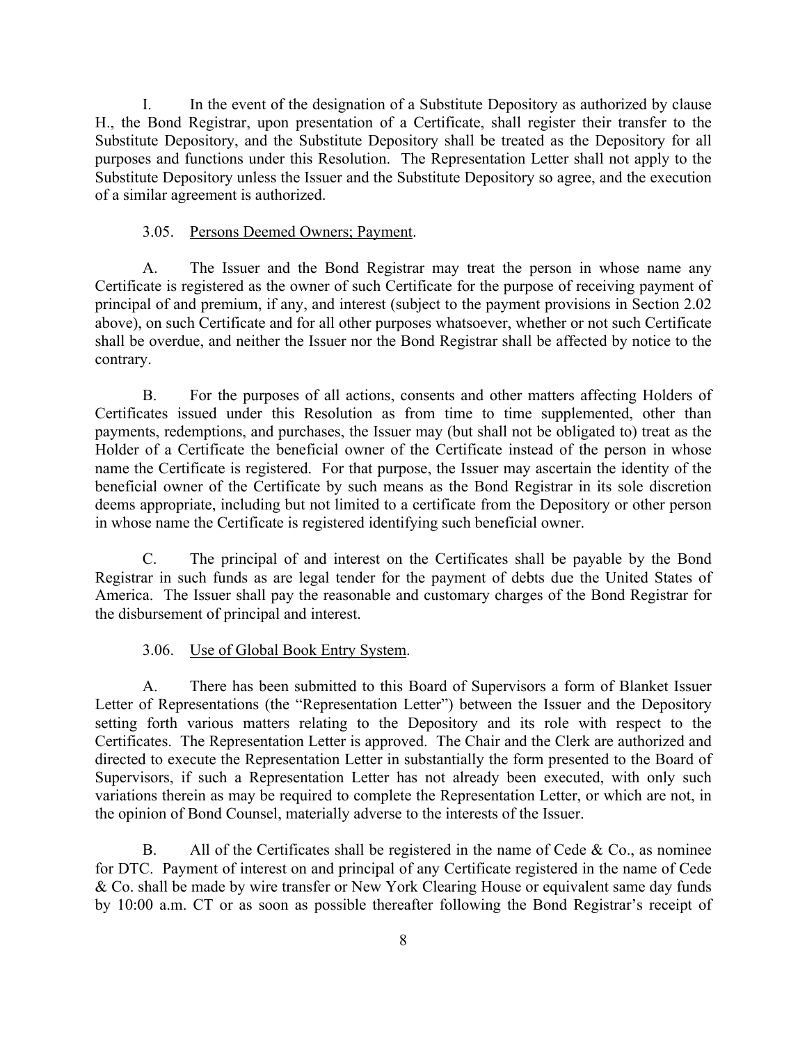I. In the event of the designation of a Substitute Depository as authorized by clause H., the Bond Registrar, upon presentation of a Certificate, shall register their transfer to the Substitute Depository, and the Substitute Depository shall be treated as the Depository for all purposes and functions under this Resolution. The Representation Letter shall not apply to the Substitute Depository unless the Issuer and the Substitute Depository so agree, and the execution of a similar agreement is authorized.

3.05. <u>Persons Deemed Owners; Payment</u>.

A. The Issuer and the Bond Registrar may treat the person in whose name any Certificate is registered as the owner of such Certificate for the purpose of receiving payment of principal of and premium, if any, and interest (subject to the payment provisions in Section 2.02 above), on such Certificate and for all other purposes whatsoever, whether or not such Certificate shall be overdue, and neither the Issuer nor the Bond Registrar shall be affected by notice to the contrary.

B. For the purposes of all actions, consents and other matters affecting Holders of Certificates issued under this Resolution as from time to time supplemented, other than payments, redemptions, and purchases, the Issuer may (but shall not be obligated to) treat as the Holder of a Certificate the beneficial owner of the Certificate instead of the person in whose name the Certificate is registered. For that purpose, the Issuer may ascertain the identity of the beneficial owner of the Certificate by such means as the Bond Registrar in its sole discretion deems appropriate, including but not limited to a certificate from the Depository or other person in whose name the Certificate is registered identifying such beneficial owner.

C. The principal of and interest on the Certificates shall be payable by the Bond Registrar in such funds as are legal tender for the payment of debts due the United States of America. The Issuer shall pay the reasonable and customary charges of the Bond Registrar for the disbursement of principal and interest.

3.06. <u>Use of Global Book Entry System</u>.

A. There has been submitted to this Board of Supervisors a form of Blanket Issuer Letter of Representations (the "Representation Letter") between the Issuer and the Depository setting forth various matters relating to the Depository and its role with respect to the Certificates. The Representation Letter is approved. The Chair and the Clerk are authorized and directed to execute the Representation Letter in substantially the form presented to the Board of Supervisors, if such a Representation Letter has not already been executed, with only such variations therein as may be required to complete the Representation Letter, or which are not, in the opinion of Bond Counsel, materially adverse to the interests of the Issuer.

B. All of the Certificates shall be registered in the name of Cede & Co., as nominee for DTC. Payment of interest on and principal of any Certificate registered in the name of Cede & Co. shall be made by wire transfer or New York Clearing House or equivalent same day funds by 10:00 a.m. CT or as soon as possible thereafter following the Bond Registrar's receipt of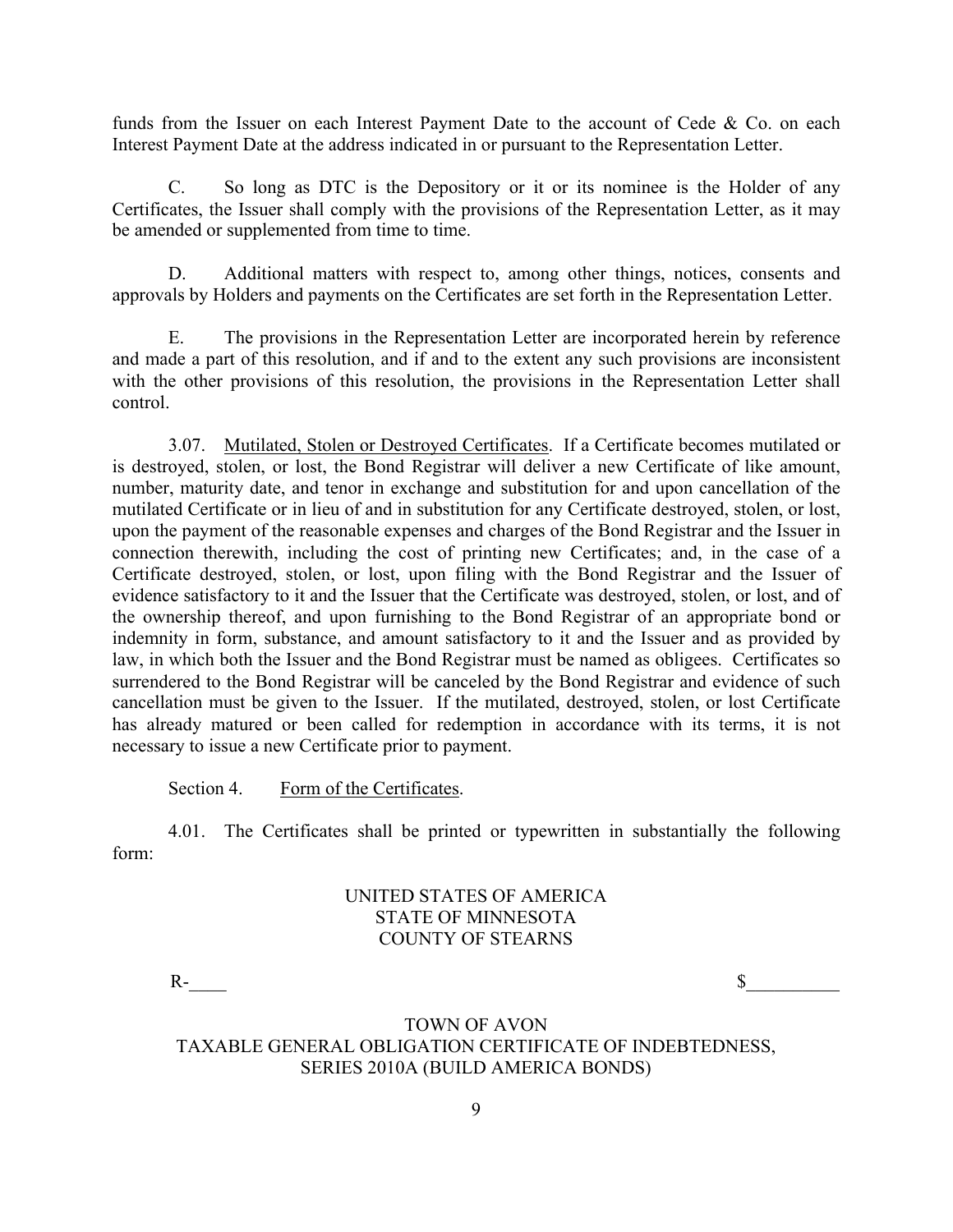funds from the Issuer on each Interest Payment Date to the account of Cede & Co. on each Interest Payment Date at the address indicated in or pursuant to the Representation Letter.

C. So long as DTC is the Depository or it or its nominee is the Holder of any Certificates, the Issuer shall comply with the provisions of the Representation Letter, as it may be amended or supplemented from time to time.

D. Additional matters with respect to, among other things, notices, consents and approvals by Holders and payments on the Certificates are set forth in the Representation Letter.

E. The provisions in the Representation Letter are incorporated herein by reference and made a part of this resolution, and if and to the extent any such provisions are inconsistent with the other provisions of this resolution, the provisions in the Representation Letter shall control.

3.07. Mutilated, Stolen or Destroyed Certificates. If a Certificate becomes mutilated or is destroyed, stolen, or lost, the Bond Registrar will deliver a new Certificate of like amount, number, maturity date, and tenor in exchange and substitution for and upon cancellation of the mutilated Certificate or in lieu of and in substitution for any Certificate destroyed, stolen, or lost, upon the payment of the reasonable expenses and charges of the Bond Registrar and the Issuer in connection therewith, including the cost of printing new Certificates; and, in the case of a Certificate destroyed, stolen, or lost, upon filing with the Bond Registrar and the Issuer of evidence satisfactory to it and the Issuer that the Certificate was destroyed, stolen, or lost, and of the ownership thereof, and upon furnishing to the Bond Registrar of an appropriate bond or indemnity in form, substance, and amount satisfactory to it and the Issuer and as provided by law, in which both the Issuer and the Bond Registrar must be named as obligees. Certificates so surrendered to the Bond Registrar will be canceled by the Bond Registrar and evidence of such cancellation must be given to the Issuer. If the mutilated, destroyed, stolen, or lost Certificate has already matured or been called for redemption in accordance with its terms, it is not necessary to issue a new Certificate prior to payment.

Section 4. Form of the Certificates.

4.01. The Certificates shall be printed or typewritten in substantially the following form:

UNITED STATES OF AMERICA
STATE OF MINNESOTA
COUNTY OF STEARNS

R-\_\_\_\_ $\_\_\_\_\_\_\_\_\_\_

TOWN OF AVON
TAXABLE GENERAL OBLIGATION CERTIFICATE OF INDEBTEDNESS,
SERIES 2010A (BUILD AMERICA BONDS)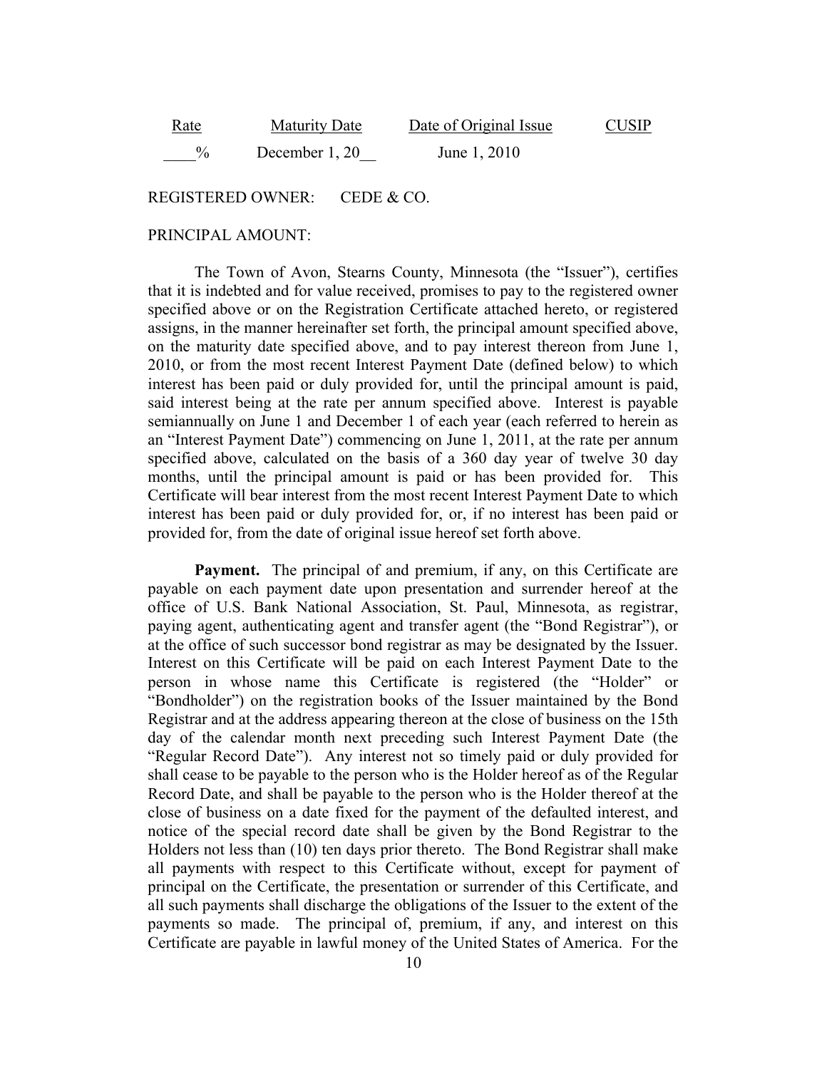| Rate | Maturity Date | Date of Original Issue | CUSIP |
|---|---|---|---|
| ____% | December 1, 20__ | June 1, 2010 | |

REGISTERED OWNER: CEDE & CO.

PRINCIPAL AMOUNT:

The Town of Avon, Stearns County, Minnesota (the "Issuer"), certifies that it is indebted and for value received, promises to pay to the registered owner specified above or on the Registration Certificate attached hereto, or registered assigns, in the manner hereinafter set forth, the principal amount specified above, on the maturity date specified above, and to pay interest thereon from June 1, 2010, or from the most recent Interest Payment Date (defined below) to which interest has been paid or duly provided for, until the principal amount is paid, said interest being at the rate per annum specified above. Interest is payable semiannually on June 1 and December 1 of each year (each referred to herein as an "Interest Payment Date") commencing on June 1, 2011, at the rate per annum specified above, calculated on the basis of a 360 day year of twelve 30 day months, until the principal amount is paid or has been provided for. This Certificate will bear interest from the most recent Interest Payment Date to which interest has been paid or duly provided for, or, if no interest has been paid or provided for, from the date of original issue hereof set forth above.

**Payment.** The principal of and premium, if any, on this Certificate are payable on each payment date upon presentation and surrender hereof at the office of U.S. Bank National Association, St. Paul, Minnesota, as registrar, paying agent, authenticating agent and transfer agent (the "Bond Registrar"), or at the office of such successor bond registrar as may be designated by the Issuer. Interest on this Certificate will be paid on each Interest Payment Date to the person in whose name this Certificate is registered (the "Holder" or "Bondholder") on the registration books of the Issuer maintained by the Bond Registrar and at the address appearing thereon at the close of business on the 15th day of the calendar month next preceding such Interest Payment Date (the "Regular Record Date"). Any interest not so timely paid or duly provided for shall cease to be payable to the person who is the Holder hereof as of the Regular Record Date, and shall be payable to the person who is the Holder thereof at the close of business on a date fixed for the payment of the defaulted interest, and notice of the special record date shall be given by the Bond Registrar to the Holders not less than (10) ten days prior thereto. The Bond Registrar shall make all payments with respect to this Certificate without, except for payment of principal on the Certificate, the presentation or surrender of this Certificate, and all such payments shall discharge the obligations of the Issuer to the extent of the payments so made. The principal of, premium, if any, and interest on this Certificate are payable in lawful money of the United States of America. For the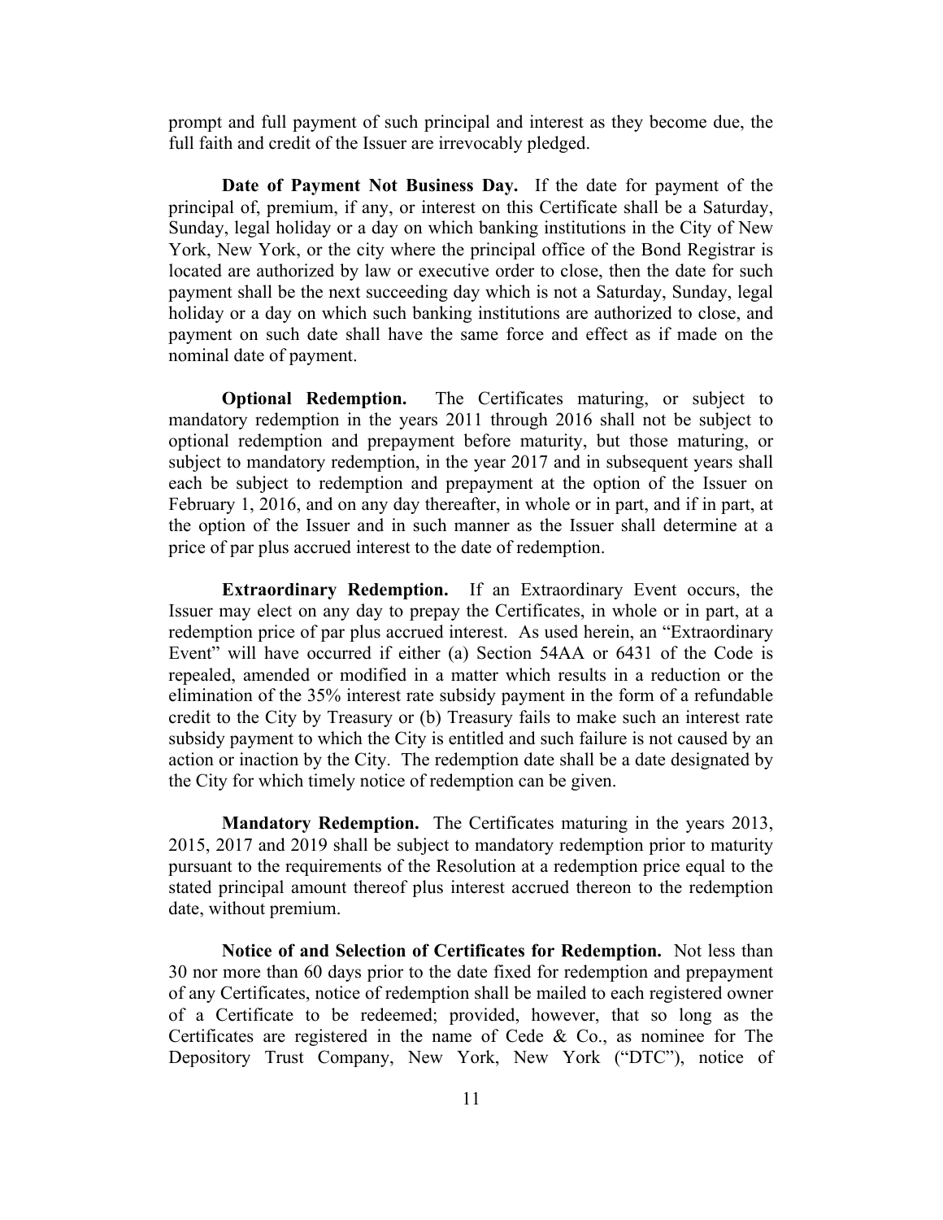prompt and full payment of such principal and interest as they become due, the full faith and credit of the Issuer are irrevocably pledged.

**Date of Payment Not Business Day.** If the date for payment of the principal of, premium, if any, or interest on this Certificate shall be a Saturday, Sunday, legal holiday or a day on which banking institutions in the City of New York, New York, or the city where the principal office of the Bond Registrar is located are authorized by law or executive order to close, then the date for such payment shall be the next succeeding day which is not a Saturday, Sunday, legal holiday or a day on which such banking institutions are authorized to close, and payment on such date shall have the same force and effect as if made on the nominal date of payment.

**Optional Redemption.** The Certificates maturing, or subject to mandatory redemption in the years 2011 through 2016 shall not be subject to optional redemption and prepayment before maturity, but those maturing, or subject to mandatory redemption, in the year 2017 and in subsequent years shall each be subject to redemption and prepayment at the option of the Issuer on February 1, 2016, and on any day thereafter, in whole or in part, and if in part, at the option of the Issuer and in such manner as the Issuer shall determine at a price of par plus accrued interest to the date of redemption.

**Extraordinary Redemption.** If an Extraordinary Event occurs, the Issuer may elect on any day to prepay the Certificates, in whole or in part, at a redemption price of par plus accrued interest. As used herein, an "Extraordinary Event" will have occurred if either (a) Section 54AA or 6431 of the Code is repealed, amended or modified in a matter which results in a reduction or the elimination of the 35% interest rate subsidy payment in the form of a refundable credit to the City by Treasury or (b) Treasury fails to make such an interest rate subsidy payment to which the City is entitled and such failure is not caused by an action or inaction by the City. The redemption date shall be a date designated by the City for which timely notice of redemption can be given.

**Mandatory Redemption.** The Certificates maturing in the years 2013, 2015, 2017 and 2019 shall be subject to mandatory redemption prior to maturity pursuant to the requirements of the Resolution at a redemption price equal to the stated principal amount thereof plus interest accrued thereon to the redemption date, without premium.

**Notice of and Selection of Certificates for Redemption.** Not less than 30 nor more than 60 days prior to the date fixed for redemption and prepayment of any Certificates, notice of redemption shall be mailed to each registered owner of a Certificate to be redeemed; provided, however, that so long as the Certificates are registered in the name of Cede & Co., as nominee for The Depository Trust Company, New York, New York ("DTC"), notice of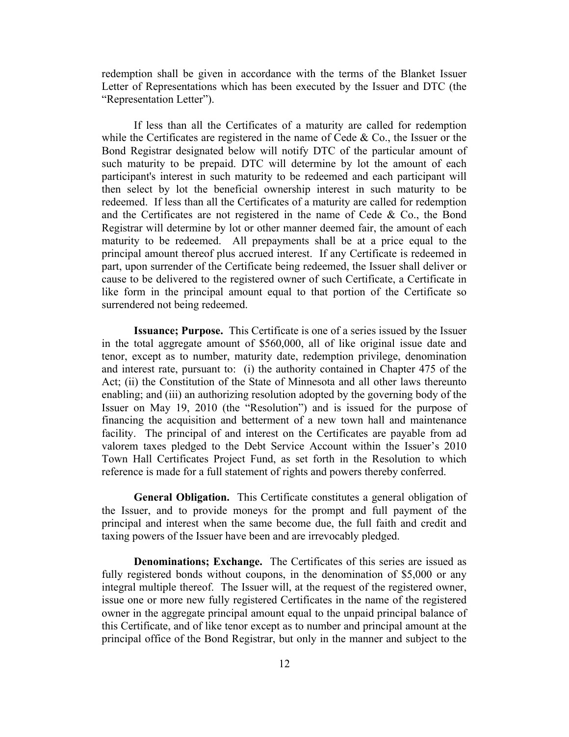redemption shall be given in accordance with the terms of the Blanket Issuer Letter of Representations which has been executed by the Issuer and DTC (the "Representation Letter").

If less than all the Certificates of a maturity are called for redemption while the Certificates are registered in the name of Cede & Co., the Issuer or the Bond Registrar designated below will notify DTC of the particular amount of such maturity to be prepaid. DTC will determine by lot the amount of each participant's interest in such maturity to be redeemed and each participant will then select by lot the beneficial ownership interest in such maturity to be redeemed. If less than all the Certificates of a maturity are called for redemption and the Certificates are not registered in the name of Cede & Co., the Bond Registrar will determine by lot or other manner deemed fair, the amount of each maturity to be redeemed. All prepayments shall be at a price equal to the principal amount thereof plus accrued interest. If any Certificate is redeemed in part, upon surrender of the Certificate being redeemed, the Issuer shall deliver or cause to be delivered to the registered owner of such Certificate, a Certificate in like form in the principal amount equal to that portion of the Certificate so surrendered not being redeemed.

**Issuance; Purpose.** This Certificate is one of a series issued by the Issuer in the total aggregate amount of $560,000, all of like original issue date and tenor, except as to number, maturity date, redemption privilege, denomination and interest rate, pursuant to: (i) the authority contained in Chapter 475 of the Act; (ii) the Constitution of the State of Minnesota and all other laws thereunto enabling; and (iii) an authorizing resolution adopted by the governing body of the Issuer on May 19, 2010 (the "Resolution") and is issued for the purpose of financing the acquisition and betterment of a new town hall and maintenance facility. The principal of and interest on the Certificates are payable from ad valorem taxes pledged to the Debt Service Account within the Issuer's 2010 Town Hall Certificates Project Fund, as set forth in the Resolution to which reference is made for a full statement of rights and powers thereby conferred.

**General Obligation.** This Certificate constitutes a general obligation of the Issuer, and to provide moneys for the prompt and full payment of the principal and interest when the same become due, the full faith and credit and taxing powers of the Issuer have been and are irrevocably pledged.

**Denominations; Exchange.** The Certificates of this series are issued as fully registered bonds without coupons, in the denomination of $5,000 or any integral multiple thereof. The Issuer will, at the request of the registered owner, issue one or more new fully registered Certificates in the name of the registered owner in the aggregate principal amount equal to the unpaid principal balance of this Certificate, and of like tenor except as to number and principal amount at the principal office of the Bond Registrar, but only in the manner and subject to the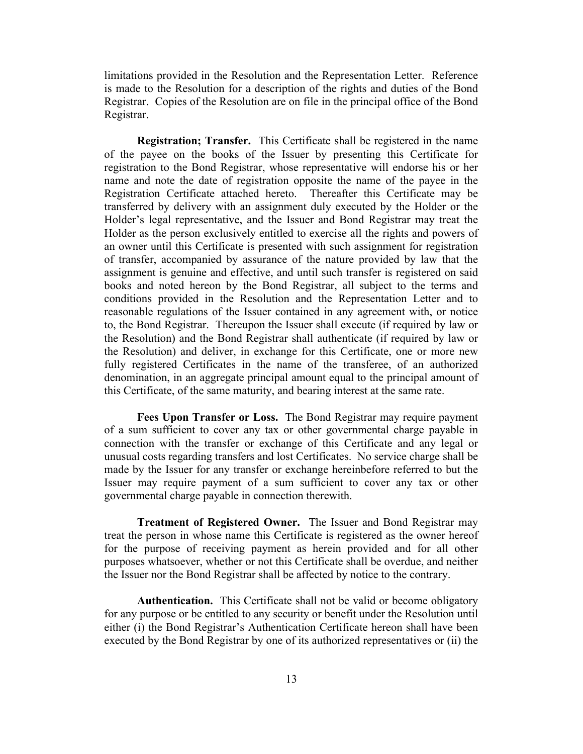limitations provided in the Resolution and the Representation Letter. Reference is made to the Resolution for a description of the rights and duties of the Bond Registrar. Copies of the Resolution are on file in the principal office of the Bond Registrar.

**Registration; Transfer.** This Certificate shall be registered in the name of the payee on the books of the Issuer by presenting this Certificate for registration to the Bond Registrar, whose representative will endorse his or her name and note the date of registration opposite the name of the payee in the Registration Certificate attached hereto. Thereafter this Certificate may be transferred by delivery with an assignment duly executed by the Holder or the Holder's legal representative, and the Issuer and Bond Registrar may treat the Holder as the person exclusively entitled to exercise all the rights and powers of an owner until this Certificate is presented with such assignment for registration of transfer, accompanied by assurance of the nature provided by law that the assignment is genuine and effective, and until such transfer is registered on said books and noted hereon by the Bond Registrar, all subject to the terms and conditions provided in the Resolution and the Representation Letter and to reasonable regulations of the Issuer contained in any agreement with, or notice to, the Bond Registrar. Thereupon the Issuer shall execute (if required by law or the Resolution) and the Bond Registrar shall authenticate (if required by law or the Resolution) and deliver, in exchange for this Certificate, one or more new fully registered Certificates in the name of the transferee, of an authorized denomination, in an aggregate principal amount equal to the principal amount of this Certificate, of the same maturity, and bearing interest at the same rate.

**Fees Upon Transfer or Loss.** The Bond Registrar may require payment of a sum sufficient to cover any tax or other governmental charge payable in connection with the transfer or exchange of this Certificate and any legal or unusual costs regarding transfers and lost Certificates. No service charge shall be made by the Issuer for any transfer or exchange hereinbefore referred to but the Issuer may require payment of a sum sufficient to cover any tax or other governmental charge payable in connection therewith.

**Treatment of Registered Owner.** The Issuer and Bond Registrar may treat the person in whose name this Certificate is registered as the owner hereof for the purpose of receiving payment as herein provided and for all other purposes whatsoever, whether or not this Certificate shall be overdue, and neither the Issuer nor the Bond Registrar shall be affected by notice to the contrary.

**Authentication.** This Certificate shall not be valid or become obligatory for any purpose or be entitled to any security or benefit under the Resolution until either (i) the Bond Registrar's Authentication Certificate hereon shall have been executed by the Bond Registrar by one of its authorized representatives or (ii) the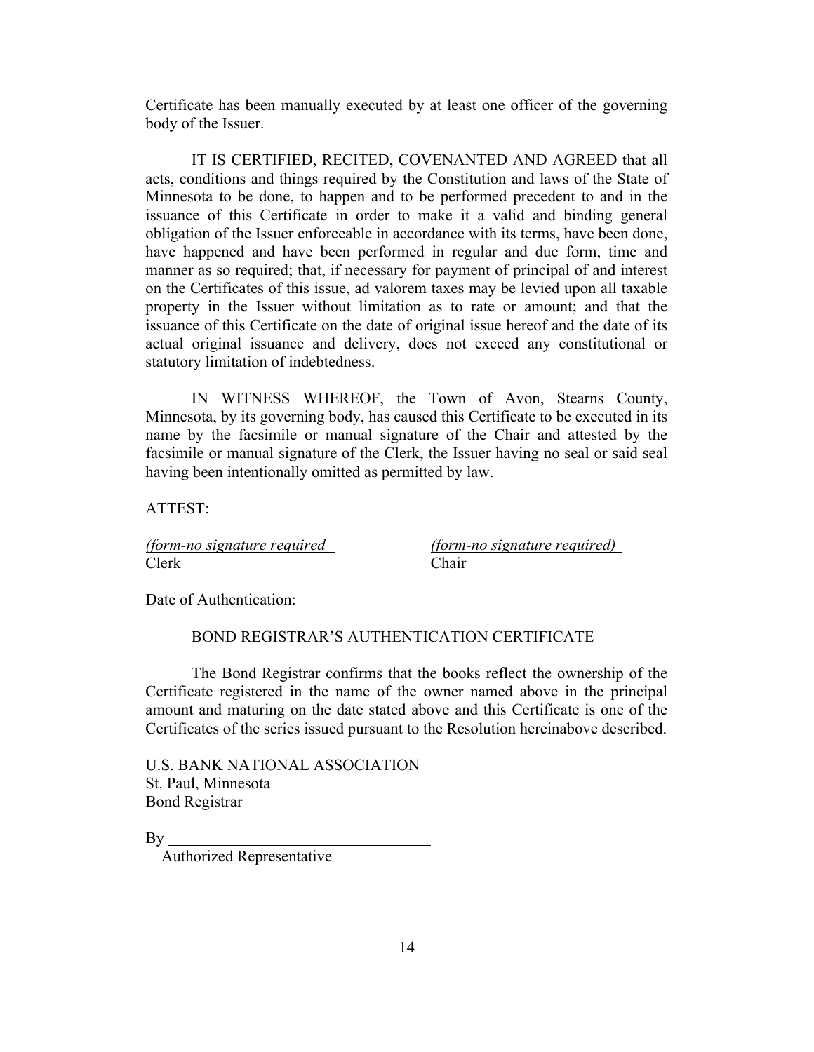Certificate has been manually executed by at least one officer of the governing body of the Issuer.

IT IS CERTIFIED, RECITED, COVENANTED AND AGREED that all acts, conditions and things required by the Constitution and laws of the State of Minnesota to be done, to happen and to be performed precedent to and in the issuance of this Certificate in order to make it a valid and binding general obligation of the Issuer enforceable in accordance with its terms, have been done, have happened and have been performed in regular and due form, time and manner as so required; that, if necessary for payment of principal of and interest on the Certificates of this issue, ad valorem taxes may be levied upon all taxable property in the Issuer without limitation as to rate or amount; and that the issuance of this Certificate on the date of original issue hereof and the date of its actual original issuance and delivery, does not exceed any constitutional or statutory limitation of indebtedness.

IN WITNESS WHEREOF, the Town of Avon, Stearns County, Minnesota, by its governing body, has caused this Certificate to be executed in its name by the facsimile or manual signature of the Chair and attested by the facsimile or manual signature of the Clerk, the Issuer having no seal or said seal having been intentionally omitted as permitted by law.

ATTEST:

*(form-no signature required*
Clerk

*(form-no signature required)*
Chair

Date of Authentication: ________________

BOND REGISTRAR'S AUTHENTICATION CERTIFICATE

The Bond Registrar confirms that the books reflect the ownership of the Certificate registered in the name of the owner named above in the principal amount and maturing on the date stated above and this Certificate is one of the Certificates of the series issued pursuant to the Resolution hereinabove described.

U.S. BANK NATIONAL ASSOCIATION
St. Paul, Minnesota
Bond Registrar

By ________________________________
Authorized Representative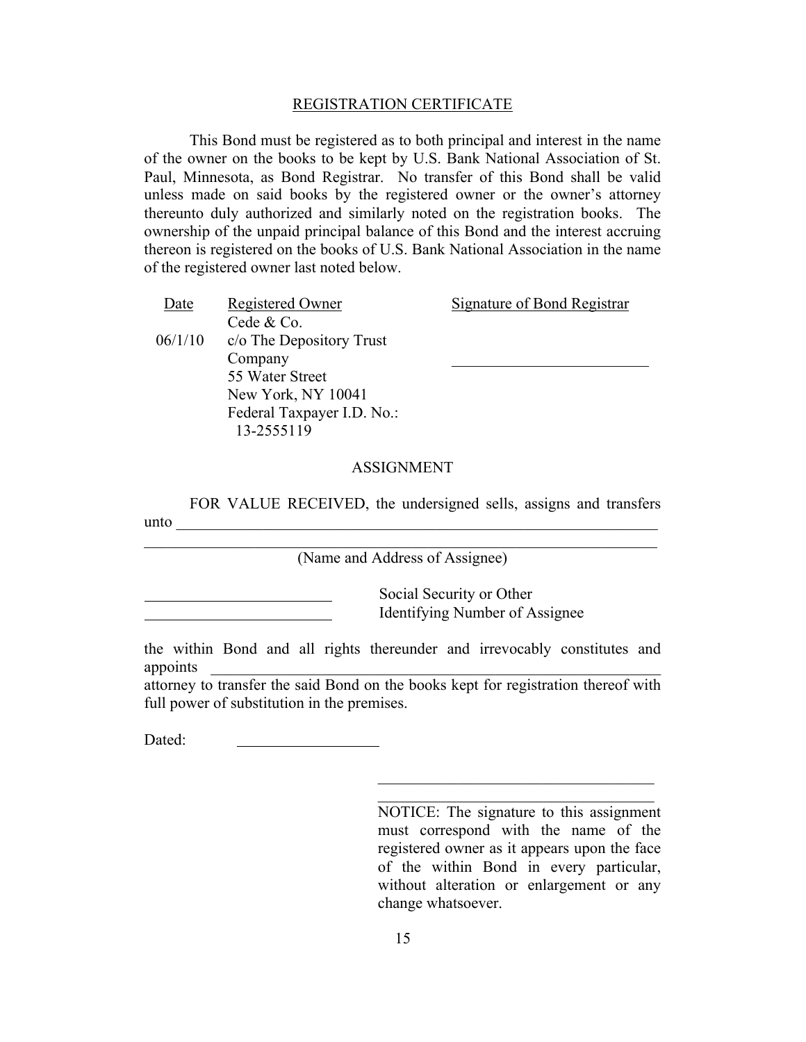## REGISTRATION CERTIFICATE

This Bond must be registered as to both principal and interest in the name of the owner on the books to be kept by U.S. Bank National Association of St. Paul, Minnesota, as Bond Registrar. No transfer of this Bond shall be valid unless made on said books by the registered owner or the owner's attorney thereunto duly authorized and similarly noted on the registration books. The ownership of the unpaid principal balance of this Bond and the interest accruing thereon is registered on the books of U.S. Bank National Association in the name of the registered owner last noted below.

| Date | Registered Owner | Signature of Bond Registrar |
|---|---|---|
| 06/1/10 | Cede & Co. c/o The Depository Trust Company 55 Water Street New York, NY 10041 Federal Taxpayer I.D. No.: 13-2555119 | \_\_\_\_\_\_\_\_\_\_\_\_\_\_\_\_\_\_\_\_\_\_\_\_\_ |

## ASSIGNMENT

FOR VALUE RECEIVED, the undersigned sells, assigns and transfers unto \_\_\_\_\_\_\_\_\_\_\_\_\_\_\_\_\_\_\_\_\_\_\_\_\_\_\_\_\_\_\_\_\_\_\_\_\_\_\_\_\_\_\_\_\_\_\_\_\_\_\_\_\_\_\_\_\_\_\_\_\_\_\_\_

\_\_\_\_\_\_\_\_\_\_\_\_\_\_\_\_\_\_\_\_\_\_\_\_\_\_\_\_\_\_\_\_\_\_\_\_\_\_\_\_\_\_\_\_\_\_\_\_\_\_\_\_\_\_\_\_\_\_\_\_\_\_\_\_\_\_\_\_

(Name and Address of Assignee)

\_\_\_\_\_\_\_\_\_\_\_\_\_\_\_\_\_\_\_\_\_\_\_\_ Social Security or Other
\_\_\_\_\_\_\_\_\_\_\_\_\_\_\_\_\_\_\_\_\_\_\_\_ Identifying Number of Assignee

the within Bond and all rights thereunder and irrevocably constitutes and appoints \_\_\_\_\_\_\_\_\_\_\_\_\_\_\_\_\_\_\_\_\_\_\_\_\_\_\_\_\_\_\_\_\_\_\_\_\_\_\_\_\_\_\_\_\_\_\_\_\_\_\_\_\_\_\_\_\_\_ attorney to transfer the said Bond on the books kept for registration thereof with full power of substitution in the premises.

Dated: \_\_\_\_\_\_\_\_\_\_\_\_\_\_\_\_\_\_

\_\_\_\_\_\_\_\_\_\_\_\_\_\_\_\_\_\_\_\_\_\_\_\_\_\_\_\_\_\_\_\_\_\_\_\_

\_\_\_\_\_\_\_\_\_\_\_\_\_\_\_\_\_\_\_\_\_\_\_\_\_\_\_\_\_\_\_\_\_\_\_\_

NOTICE: The signature to this assignment must correspond with the name of the registered owner as it appears upon the face of the within Bond in every particular, without alteration or enlargement or any change whatsoever.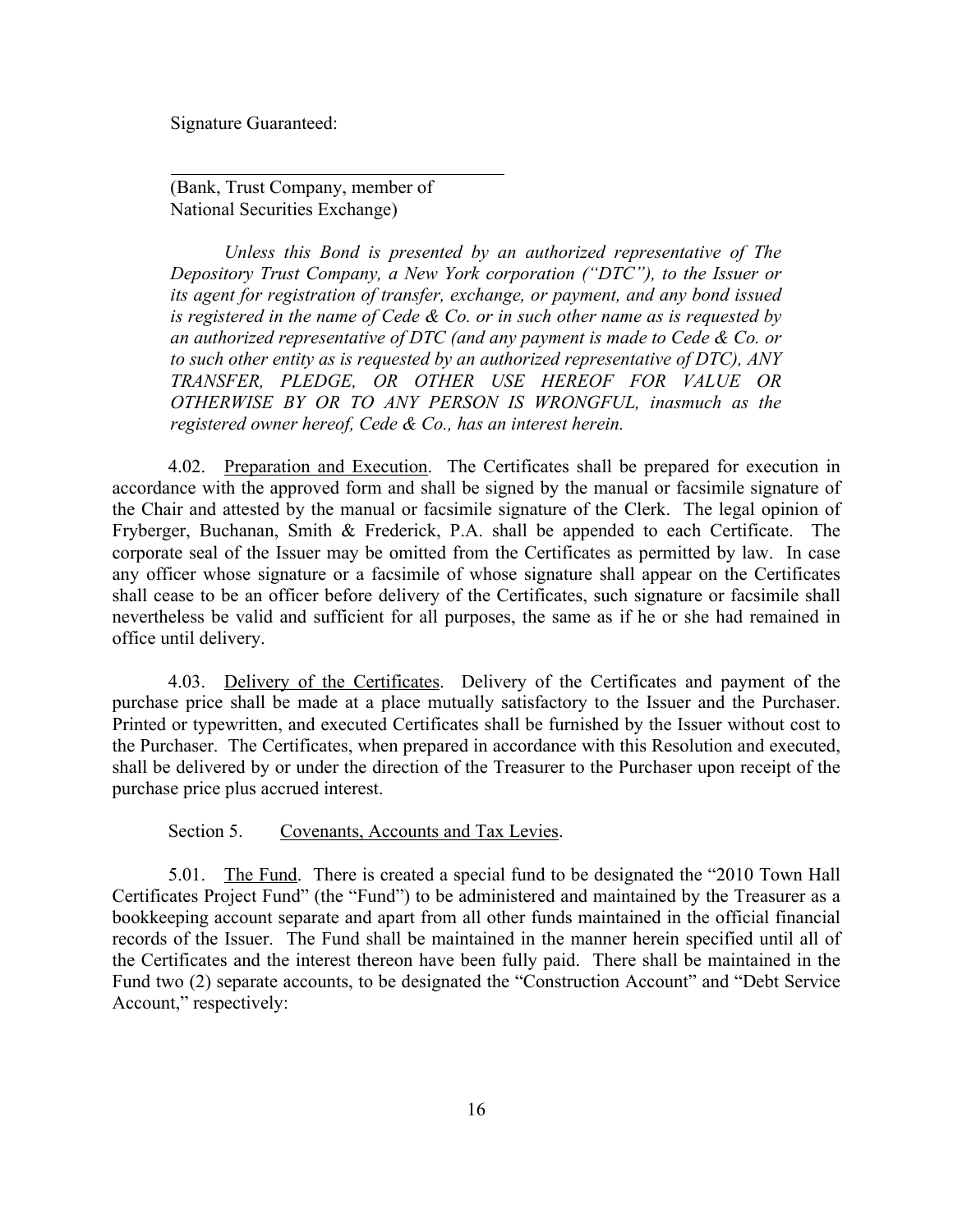Signature Guaranteed:

\_\_\_\_\_\_\_\_\_\_\_\_\_\_\_\_\_\_\_\_\_\_\_\_\_\_\_\_\_\_\_\_\_\_\_\_

(Bank, Trust Company, member of
National Securities Exchange)

*Unless this Bond is presented by an authorized representative of The Depository Trust Company, a New York corporation ("DTC"), to the Issuer or its agent for registration of transfer, exchange, or payment, and any bond issued is registered in the name of Cede & Co. or in such other name as is requested by an authorized representative of DTC (and any payment is made to Cede & Co. or to such other entity as is requested by an authorized representative of DTC), ANY TRANSFER, PLEDGE, OR OTHER USE HEREOF FOR VALUE OR OTHERWISE BY OR TO ANY PERSON IS WRONGFUL, inasmuch as the registered owner hereof, Cede & Co., has an interest herein.*

4.02. <u>Preparation and Execution</u>. The Certificates shall be prepared for execution in accordance with the approved form and shall be signed by the manual or facsimile signature of the Chair and attested by the manual or facsimile signature of the Clerk. The legal opinion of Fryberger, Buchanan, Smith & Frederick, P.A. shall be appended to each Certificate. The corporate seal of the Issuer may be omitted from the Certificates as permitted by law. In case any officer whose signature or a facsimile of whose signature shall appear on the Certificates shall cease to be an officer before delivery of the Certificates, such signature or facsimile shall nevertheless be valid and sufficient for all purposes, the same as if he or she had remained in office until delivery.

4.03. <u>Delivery of the Certificates</u>. Delivery of the Certificates and payment of the purchase price shall be made at a place mutually satisfactory to the Issuer and the Purchaser. Printed or typewritten, and executed Certificates shall be furnished by the Issuer without cost to the Purchaser. The Certificates, when prepared in accordance with this Resolution and executed, shall be delivered by or under the direction of the Treasurer to the Purchaser upon receipt of the purchase price plus accrued interest.

Section 5. <u>Covenants, Accounts and Tax Levies</u>.

5.01. <u>The Fund</u>. There is created a special fund to be designated the "2010 Town Hall Certificates Project Fund" (the "Fund") to be administered and maintained by the Treasurer as a bookkeeping account separate and apart from all other funds maintained in the official financial records of the Issuer. The Fund shall be maintained in the manner herein specified until all of the Certificates and the interest thereon have been fully paid. There shall be maintained in the Fund two (2) separate accounts, to be designated the "Construction Account" and "Debt Service Account," respectively: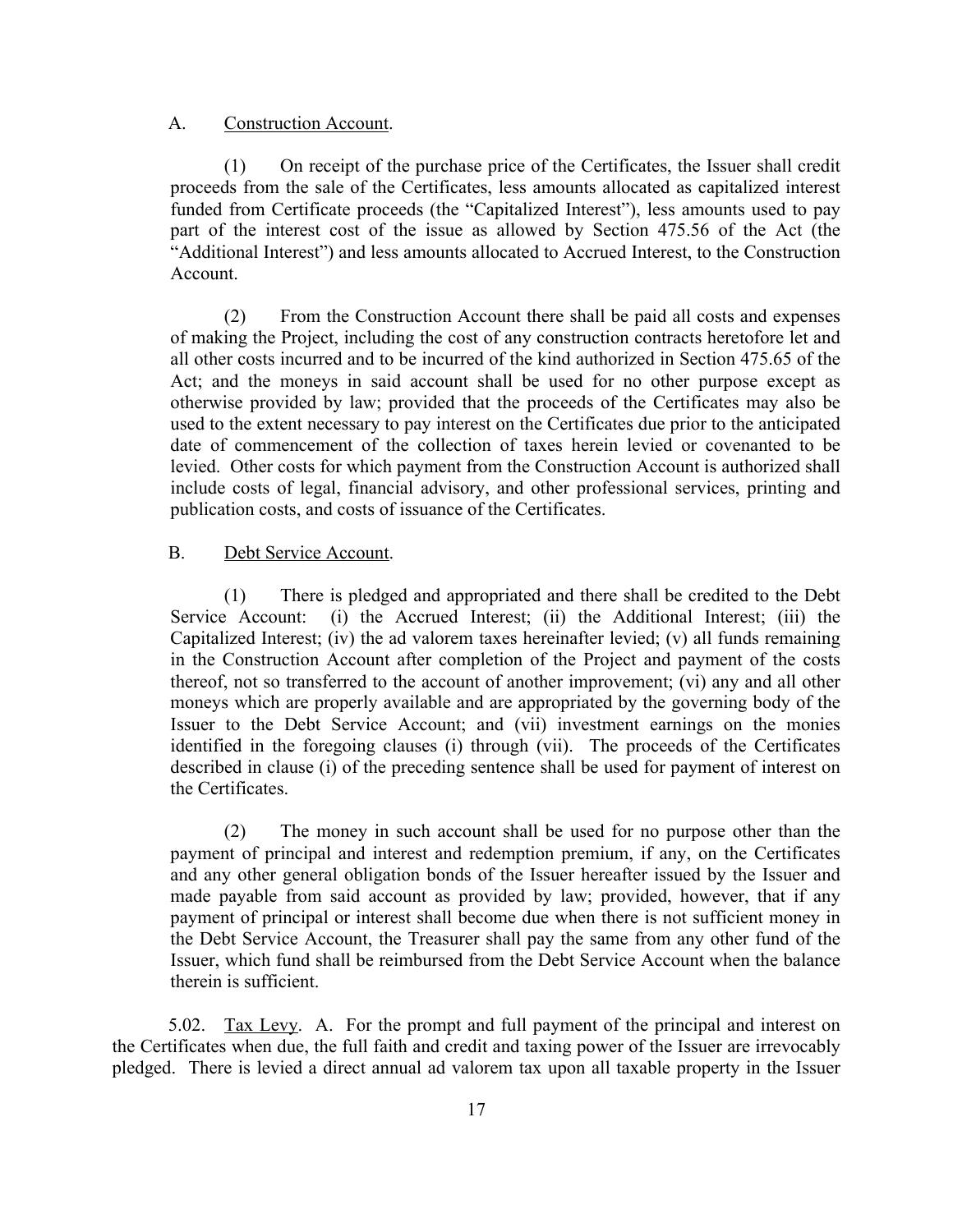A. Construction Account.

(1) On receipt of the purchase price of the Certificates, the Issuer shall credit proceeds from the sale of the Certificates, less amounts allocated as capitalized interest funded from Certificate proceeds (the "Capitalized Interest"), less amounts used to pay part of the interest cost of the issue as allowed by Section 475.56 of the Act (the "Additional Interest") and less amounts allocated to Accrued Interest, to the Construction Account.

(2) From the Construction Account there shall be paid all costs and expenses of making the Project, including the cost of any construction contracts heretofore let and all other costs incurred and to be incurred of the kind authorized in Section 475.65 of the Act; and the moneys in said account shall be used for no other purpose except as otherwise provided by law; provided that the proceeds of the Certificates may also be used to the extent necessary to pay interest on the Certificates due prior to the anticipated date of commencement of the collection of taxes herein levied or covenanted to be levied. Other costs for which payment from the Construction Account is authorized shall include costs of legal, financial advisory, and other professional services, printing and publication costs, and costs of issuance of the Certificates.

B. Debt Service Account.

(1) There is pledged and appropriated and there shall be credited to the Debt Service Account: (i) the Accrued Interest; (ii) the Additional Interest; (iii) the Capitalized Interest; (iv) the ad valorem taxes hereinafter levied; (v) all funds remaining in the Construction Account after completion of the Project and payment of the costs thereof, not so transferred to the account of another improvement; (vi) any and all other moneys which are properly available and are appropriated by the governing body of the Issuer to the Debt Service Account; and (vii) investment earnings on the monies identified in the foregoing clauses (i) through (vii). The proceeds of the Certificates described in clause (i) of the preceding sentence shall be used for payment of interest on the Certificates.

(2) The money in such account shall be used for no purpose other than the payment of principal and interest and redemption premium, if any, on the Certificates and any other general obligation bonds of the Issuer hereafter issued by the Issuer and made payable from said account as provided by law; provided, however, that if any payment of principal or interest shall become due when there is not sufficient money in the Debt Service Account, the Treasurer shall pay the same from any other fund of the Issuer, which fund shall be reimbursed from the Debt Service Account when the balance therein is sufficient.

5.02. Tax Levy. A. For the prompt and full payment of the principal and interest on the Certificates when due, the full faith and credit and taxing power of the Issuer are irrevocably pledged. There is levied a direct annual ad valorem tax upon all taxable property in the Issuer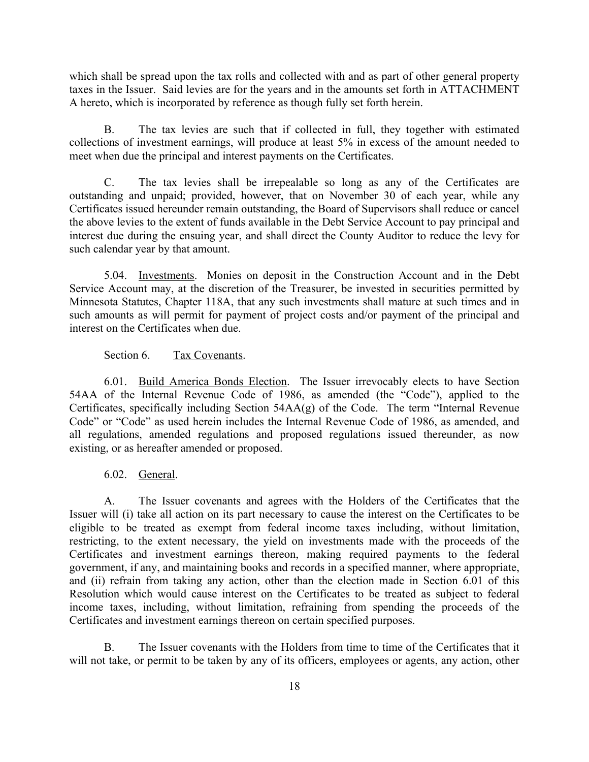which shall be spread upon the tax rolls and collected with and as part of other general property taxes in the Issuer. Said levies are for the years and in the amounts set forth in ATTACHMENT A hereto, which is incorporated by reference as though fully set forth herein.

B. The tax levies are such that if collected in full, they together with estimated collections of investment earnings, will produce at least 5% in excess of the amount needed to meet when due the principal and interest payments on the Certificates.

C. The tax levies shall be irrepealable so long as any of the Certificates are outstanding and unpaid; provided, however, that on November 30 of each year, while any Certificates issued hereunder remain outstanding, the Board of Supervisors shall reduce or cancel the above levies to the extent of funds available in the Debt Service Account to pay principal and interest due during the ensuing year, and shall direct the County Auditor to reduce the levy for such calendar year by that amount.

5.04. Investments. Monies on deposit in the Construction Account and in the Debt Service Account may, at the discretion of the Treasurer, be invested in securities permitted by Minnesota Statutes, Chapter 118A, that any such investments shall mature at such times and in such amounts as will permit for payment of project costs and/or payment of the principal and interest on the Certificates when due.

Section 6. Tax Covenants.

6.01. Build America Bonds Election. The Issuer irrevocably elects to have Section 54AA of the Internal Revenue Code of 1986, as amended (the "Code"), applied to the Certificates, specifically including Section 54AA(g) of the Code. The term "Internal Revenue Code" or "Code" as used herein includes the Internal Revenue Code of 1986, as amended, and all regulations, amended regulations and proposed regulations issued thereunder, as now existing, or as hereafter amended or proposed.

6.02. General.

A. The Issuer covenants and agrees with the Holders of the Certificates that the Issuer will (i) take all action on its part necessary to cause the interest on the Certificates to be eligible to be treated as exempt from federal income taxes including, without limitation, restricting, to the extent necessary, the yield on investments made with the proceeds of the Certificates and investment earnings thereon, making required payments to the federal government, if any, and maintaining books and records in a specified manner, where appropriate, and (ii) refrain from taking any action, other than the election made in Section 6.01 of this Resolution which would cause interest on the Certificates to be treated as subject to federal income taxes, including, without limitation, refraining from spending the proceeds of the Certificates and investment earnings thereon on certain specified purposes.

B. The Issuer covenants with the Holders from time to time of the Certificates that it will not take, or permit to be taken by any of its officers, employees or agents, any action, other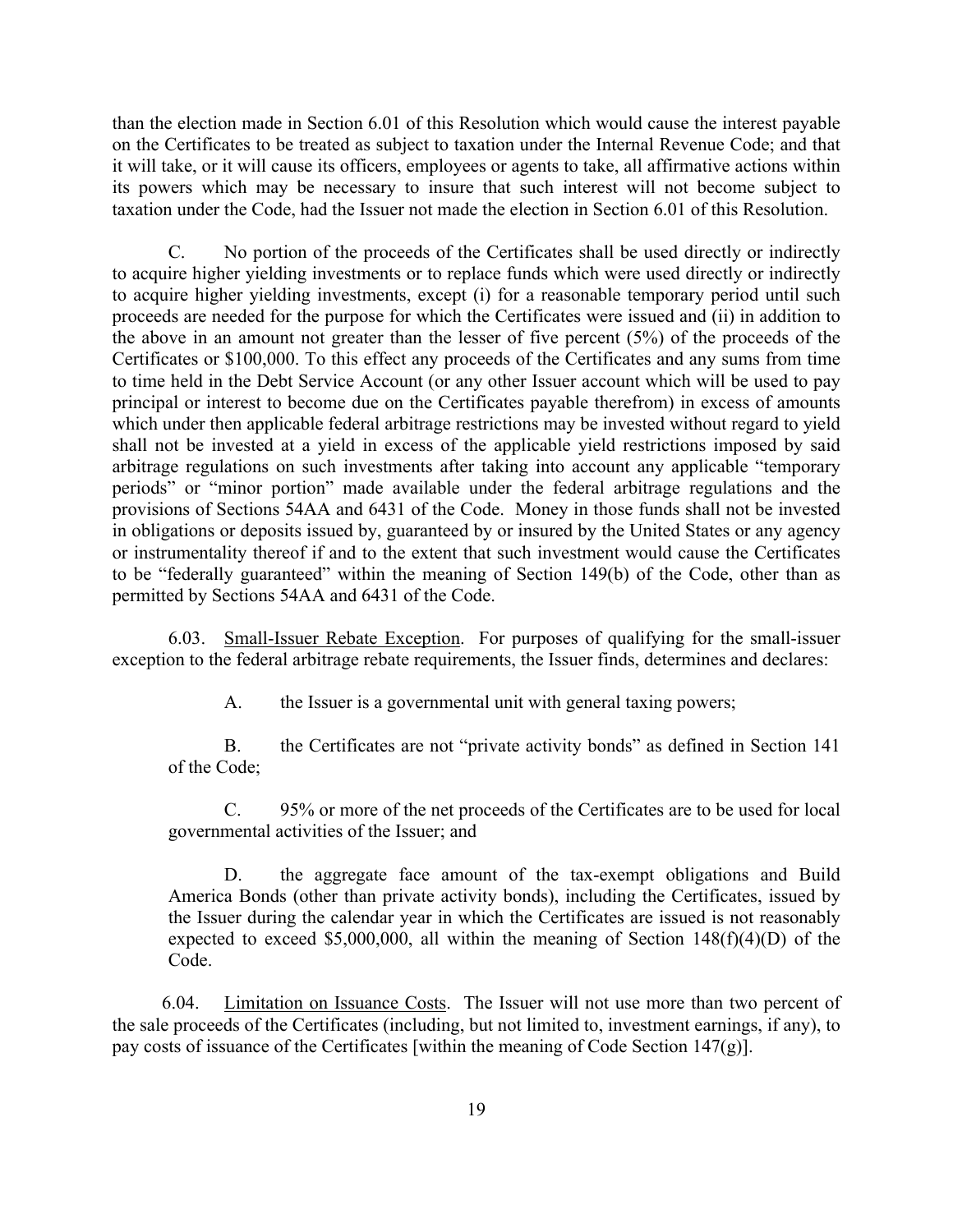than the election made in Section 6.01 of this Resolution which would cause the interest payable on the Certificates to be treated as subject to taxation under the Internal Revenue Code; and that it will take, or it will cause its officers, employees or agents to take, all affirmative actions within its powers which may be necessary to insure that such interest will not become subject to taxation under the Code, had the Issuer not made the election in Section 6.01 of this Resolution.

C. No portion of the proceeds of the Certificates shall be used directly or indirectly to acquire higher yielding investments or to replace funds which were used directly or indirectly to acquire higher yielding investments, except (i) for a reasonable temporary period until such proceeds are needed for the purpose for which the Certificates were issued and (ii) in addition to the above in an amount not greater than the lesser of five percent (5%) of the proceeds of the Certificates or $100,000. To this effect any proceeds of the Certificates and any sums from time to time held in the Debt Service Account (or any other Issuer account which will be used to pay principal or interest to become due on the Certificates payable therefrom) in excess of amounts which under then applicable federal arbitrage restrictions may be invested without regard to yield shall not be invested at a yield in excess of the applicable yield restrictions imposed by said arbitrage regulations on such investments after taking into account any applicable "temporary periods" or "minor portion" made available under the federal arbitrage regulations and the provisions of Sections 54AA and 6431 of the Code. Money in those funds shall not be invested in obligations or deposits issued by, guaranteed by or insured by the United States or any agency or instrumentality thereof if and to the extent that such investment would cause the Certificates to be "federally guaranteed" within the meaning of Section 149(b) of the Code, other than as permitted by Sections 54AA and 6431 of the Code.

6.03. Small-Issuer Rebate Exception. For purposes of qualifying for the small-issuer exception to the federal arbitrage rebate requirements, the Issuer finds, determines and declares:

A. the Issuer is a governmental unit with general taxing powers;

B. the Certificates are not "private activity bonds" as defined in Section 141 of the Code;

C. 95% or more of the net proceeds of the Certificates are to be used for local governmental activities of the Issuer; and

D. the aggregate face amount of the tax-exempt obligations and Build America Bonds (other than private activity bonds), including the Certificates, issued by the Issuer during the calendar year in which the Certificates are issued is not reasonably expected to exceed $5,000,000, all within the meaning of Section 148(f)(4)(D) of the Code.

6.04. Limitation on Issuance Costs. The Issuer will not use more than two percent of the sale proceeds of the Certificates (including, but not limited to, investment earnings, if any), to pay costs of issuance of the Certificates [within the meaning of Code Section 147(g)].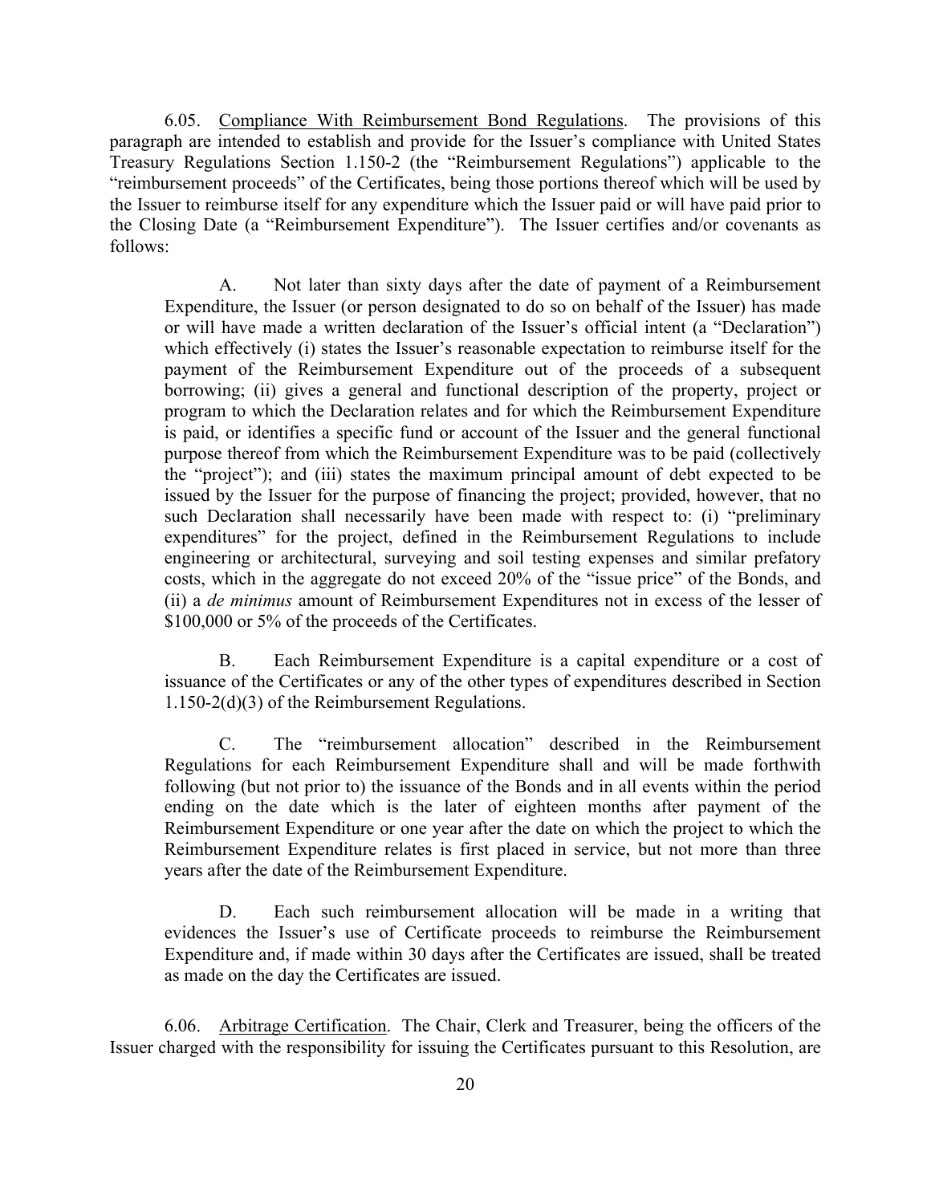6.05. <u>Compliance With Reimbursement Bond Regulations</u>. The provisions of this paragraph are intended to establish and provide for the Issuer's compliance with United States Treasury Regulations Section 1.150-2 (the "Reimbursement Regulations") applicable to the "reimbursement proceeds" of the Certificates, being those portions thereof which will be used by the Issuer to reimburse itself for any expenditure which the Issuer paid or will have paid prior to the Closing Date (a "Reimbursement Expenditure"). The Issuer certifies and/or covenants as follows:

A. Not later than sixty days after the date of payment of a Reimbursement Expenditure, the Issuer (or person designated to do so on behalf of the Issuer) has made or will have made a written declaration of the Issuer's official intent (a "Declaration") which effectively (i) states the Issuer's reasonable expectation to reimburse itself for the payment of the Reimbursement Expenditure out of the proceeds of a subsequent borrowing; (ii) gives a general and functional description of the property, project or program to which the Declaration relates and for which the Reimbursement Expenditure is paid, or identifies a specific fund or account of the Issuer and the general functional purpose thereof from which the Reimbursement Expenditure was to be paid (collectively the "project"); and (iii) states the maximum principal amount of debt expected to be issued by the Issuer for the purpose of financing the project; provided, however, that no such Declaration shall necessarily have been made with respect to: (i) "preliminary expenditures" for the project, defined in the Reimbursement Regulations to include engineering or architectural, surveying and soil testing expenses and similar prefatory costs, which in the aggregate do not exceed 20% of the "issue price" of the Bonds, and (ii) a *de minimus* amount of Reimbursement Expenditures not in excess of the lesser of $100,000 or 5% of the proceeds of the Certificates.

B. Each Reimbursement Expenditure is a capital expenditure or a cost of issuance of the Certificates or any of the other types of expenditures described in Section 1.150-2(d)(3) of the Reimbursement Regulations.

C. The "reimbursement allocation" described in the Reimbursement Regulations for each Reimbursement Expenditure shall and will be made forthwith following (but not prior to) the issuance of the Bonds and in all events within the period ending on the date which is the later of eighteen months after payment of the Reimbursement Expenditure or one year after the date on which the project to which the Reimbursement Expenditure relates is first placed in service, but not more than three years after the date of the Reimbursement Expenditure.

D. Each such reimbursement allocation will be made in a writing that evidences the Issuer's use of Certificate proceeds to reimburse the Reimbursement Expenditure and, if made within 30 days after the Certificates are issued, shall be treated as made on the day the Certificates are issued.

6.06. <u>Arbitrage Certification</u>. The Chair, Clerk and Treasurer, being the officers of the Issuer charged with the responsibility for issuing the Certificates pursuant to this Resolution, are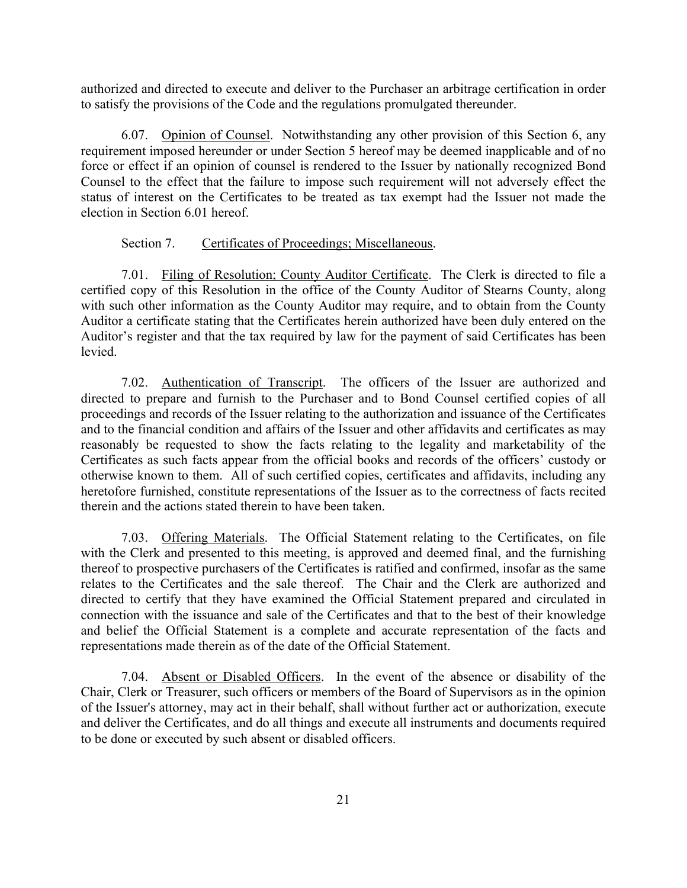authorized and directed to execute and deliver to the Purchaser an arbitrage certification in order to satisfy the provisions of the Code and the regulations promulgated thereunder.

6.07. Opinion of Counsel. Notwithstanding any other provision of this Section 6, any requirement imposed hereunder or under Section 5 hereof may be deemed inapplicable and of no force or effect if an opinion of counsel is rendered to the Issuer by nationally recognized Bond Counsel to the effect that the failure to impose such requirement will not adversely effect the status of interest on the Certificates to be treated as tax exempt had the Issuer not made the election in Section 6.01 hereof.

Section 7. Certificates of Proceedings; Miscellaneous.

7.01. Filing of Resolution; County Auditor Certificate. The Clerk is directed to file a certified copy of this Resolution in the office of the County Auditor of Stearns County, along with such other information as the County Auditor may require, and to obtain from the County Auditor a certificate stating that the Certificates herein authorized have been duly entered on the Auditor's register and that the tax required by law for the payment of said Certificates has been levied.

7.02. Authentication of Transcript. The officers of the Issuer are authorized and directed to prepare and furnish to the Purchaser and to Bond Counsel certified copies of all proceedings and records of the Issuer relating to the authorization and issuance of the Certificates and to the financial condition and affairs of the Issuer and other affidavits and certificates as may reasonably be requested to show the facts relating to the legality and marketability of the Certificates as such facts appear from the official books and records of the officers' custody or otherwise known to them. All of such certified copies, certificates and affidavits, including any heretofore furnished, constitute representations of the Issuer as to the correctness of facts recited therein and the actions stated therein to have been taken.

7.03. Offering Materials. The Official Statement relating to the Certificates, on file with the Clerk and presented to this meeting, is approved and deemed final, and the furnishing thereof to prospective purchasers of the Certificates is ratified and confirmed, insofar as the same relates to the Certificates and the sale thereof. The Chair and the Clerk are authorized and directed to certify that they have examined the Official Statement prepared and circulated in connection with the issuance and sale of the Certificates and that to the best of their knowledge and belief the Official Statement is a complete and accurate representation of the facts and representations made therein as of the date of the Official Statement.

7.04. Absent or Disabled Officers. In the event of the absence or disability of the Chair, Clerk or Treasurer, such officers or members of the Board of Supervisors as in the opinion of the Issuer's attorney, may act in their behalf, shall without further act or authorization, execute and deliver the Certificates, and do all things and execute all instruments and documents required to be done or executed by such absent or disabled officers.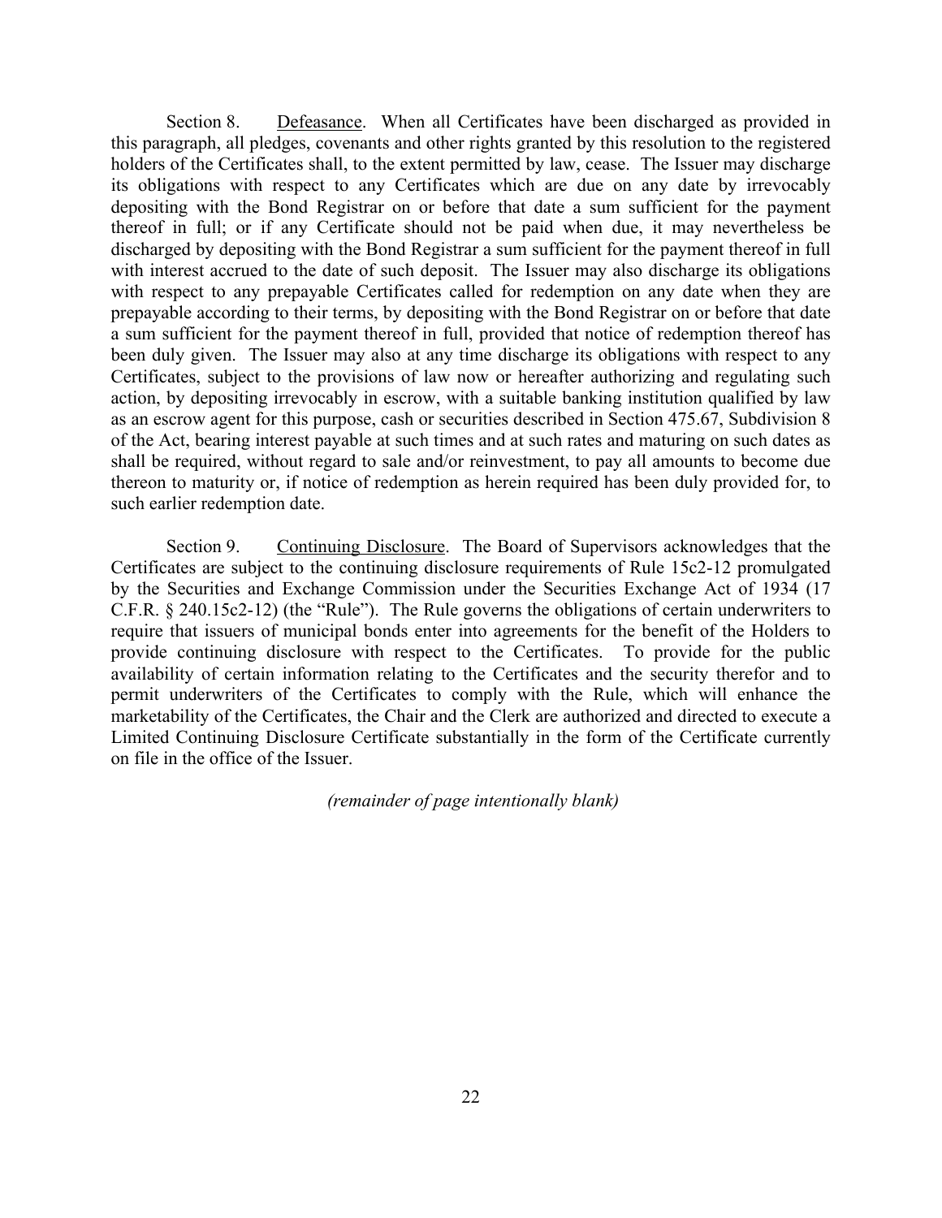Section 8. Defeasance. When all Certificates have been discharged as provided in this paragraph, all pledges, covenants and other rights granted by this resolution to the registered holders of the Certificates shall, to the extent permitted by law, cease. The Issuer may discharge its obligations with respect to any Certificates which are due on any date by irrevocably depositing with the Bond Registrar on or before that date a sum sufficient for the payment thereof in full; or if any Certificate should not be paid when due, it may nevertheless be discharged by depositing with the Bond Registrar a sum sufficient for the payment thereof in full with interest accrued to the date of such deposit. The Issuer may also discharge its obligations with respect to any prepayable Certificates called for redemption on any date when they are prepayable according to their terms, by depositing with the Bond Registrar on or before that date a sum sufficient for the payment thereof in full, provided that notice of redemption thereof has been duly given. The Issuer may also at any time discharge its obligations with respect to any Certificates, subject to the provisions of law now or hereafter authorizing and regulating such action, by depositing irrevocably in escrow, with a suitable banking institution qualified by law as an escrow agent for this purpose, cash or securities described in Section 475.67, Subdivision 8 of the Act, bearing interest payable at such times and at such rates and maturing on such dates as shall be required, without regard to sale and/or reinvestment, to pay all amounts to become due thereon to maturity or, if notice of redemption as herein required has been duly provided for, to such earlier redemption date.

Section 9. Continuing Disclosure. The Board of Supervisors acknowledges that the Certificates are subject to the continuing disclosure requirements of Rule 15c2-12 promulgated by the Securities and Exchange Commission under the Securities Exchange Act of 1934 (17 C.F.R. § 240.15c2-12) (the "Rule"). The Rule governs the obligations of certain underwriters to require that issuers of municipal bonds enter into agreements for the benefit of the Holders to provide continuing disclosure with respect to the Certificates. To provide for the public availability of certain information relating to the Certificates and the security therefor and to permit underwriters of the Certificates to comply with the Rule, which will enhance the marketability of the Certificates, the Chair and the Clerk are authorized and directed to execute a Limited Continuing Disclosure Certificate substantially in the form of the Certificate currently on file in the office of the Issuer.

*(remainder of page intentionally blank)*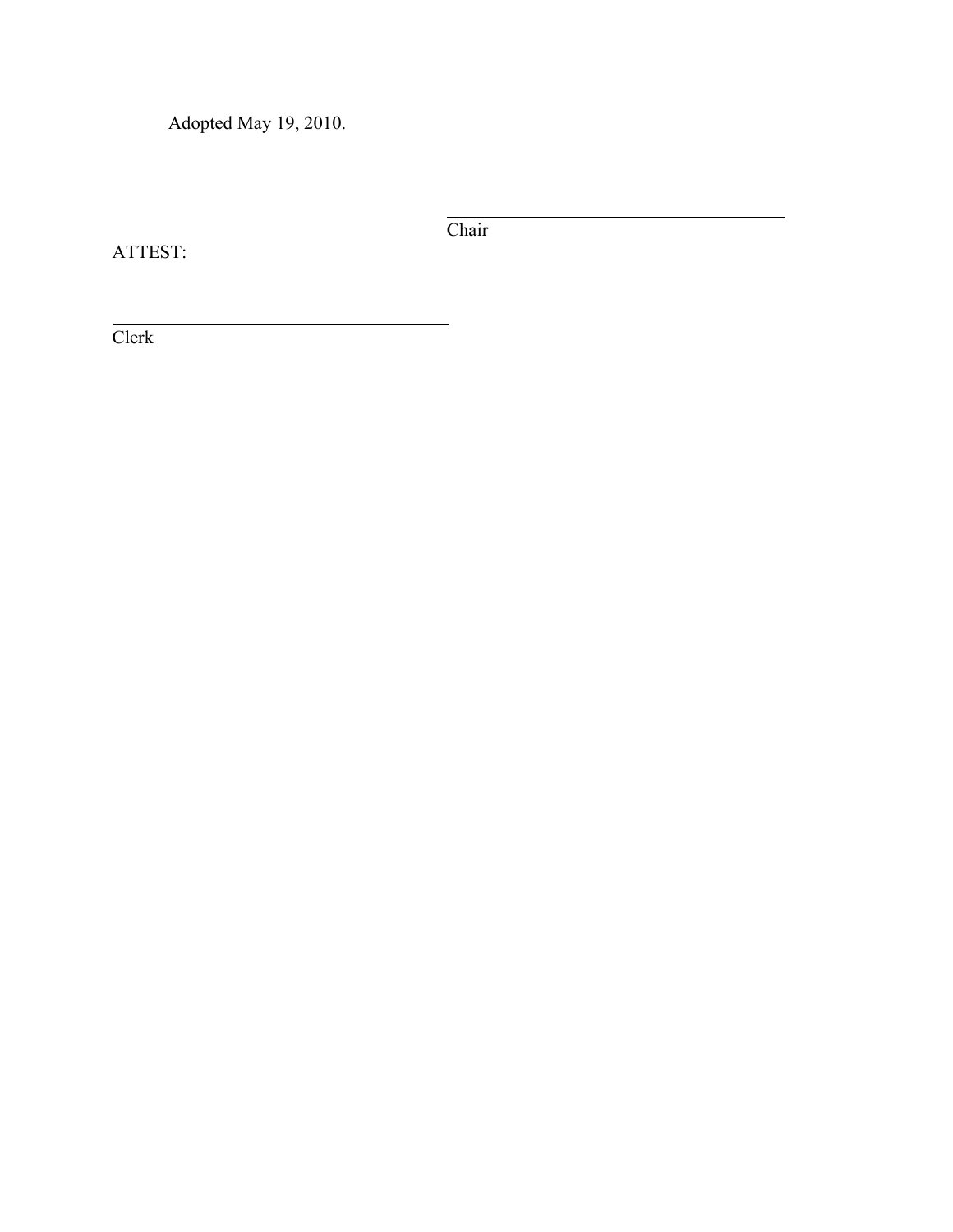Adopted May 19, 2010.

\_\_\_\_\_\_\_\_\_\_\_\_\_\_\_\_\_\_\_\_\_\_\_\_\_\_\_\_\_\_\_\_\_\_\_\_
Chair

ATTEST:

\_\_\_\_\_\_\_\_\_\_\_\_\_\_\_\_\_\_\_\_\_\_\_\_\_\_\_\_\_\_\_\_\_\_\_\_
Clerk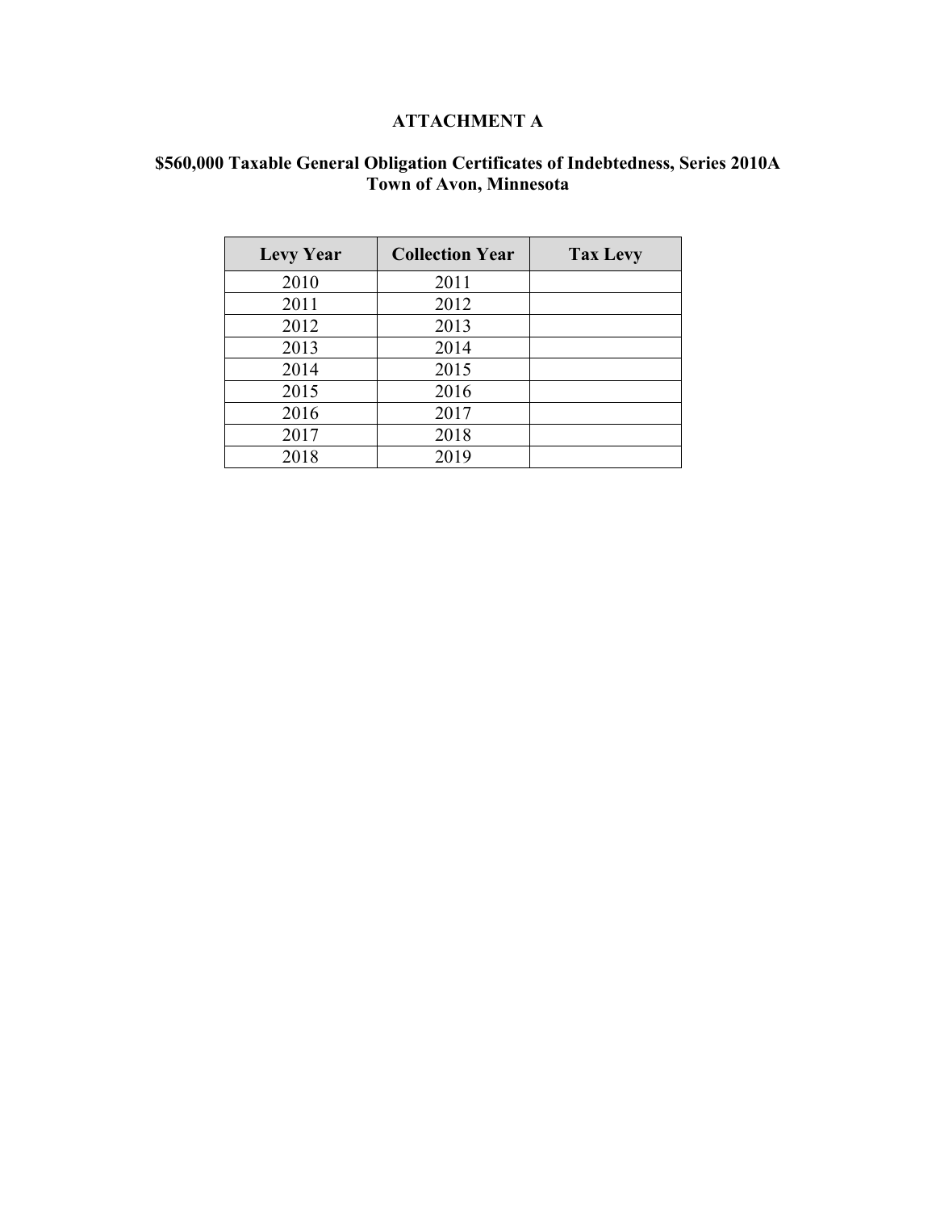## ATTACHMENT A

### $560,000 Taxable General Obligation Certificates of Indebtedness, Series 2010A
### Town of Avon, Minnesota

| Levy Year | Collection Year | Tax Levy |
| --- | --- | --- |
| 2010 | 2011 | |
| 2011 | 2012 | |
| 2012 | 2013 | |
| 2013 | 2014 | |
| 2014 | 2015 | |
| 2015 | 2016 | |
| 2016 | 2017 | |
| 2017 | 2018 | |
| 2018 | 2019 | |